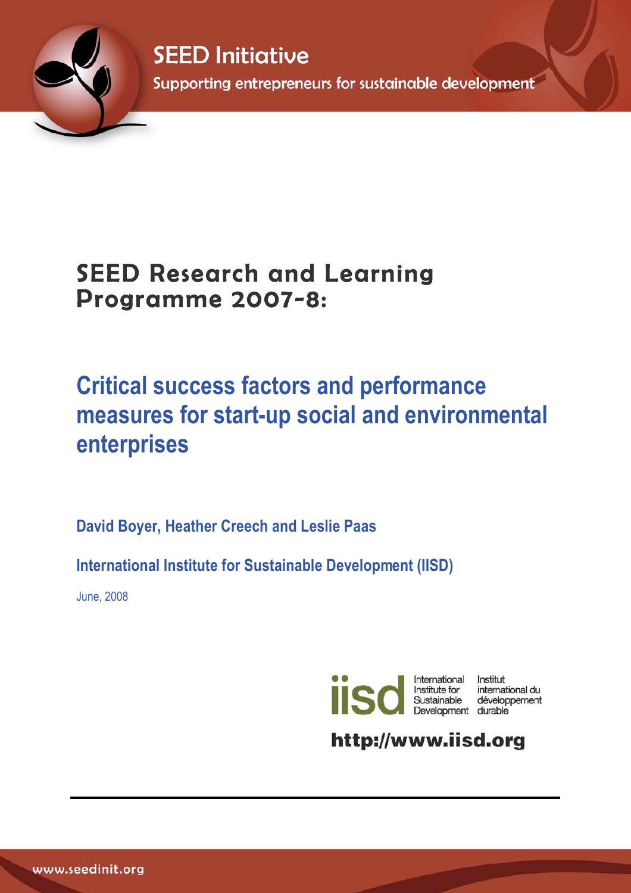SEED Initiative

Supporting entrepreneurs for sustainable development

# SEED Research and Learning Programme 2007-8:

## Critical success factors and performance measures for start-up social and environmental enterprises

**David Boyer, Heather Creech and Leslie Paas**

**International Institute for Sustainable Development (IISD)**

June, 2008

iisd International Institute for Sustainable Development | Institut international du développement durable

http://www.iisd.org

www.seedinit.org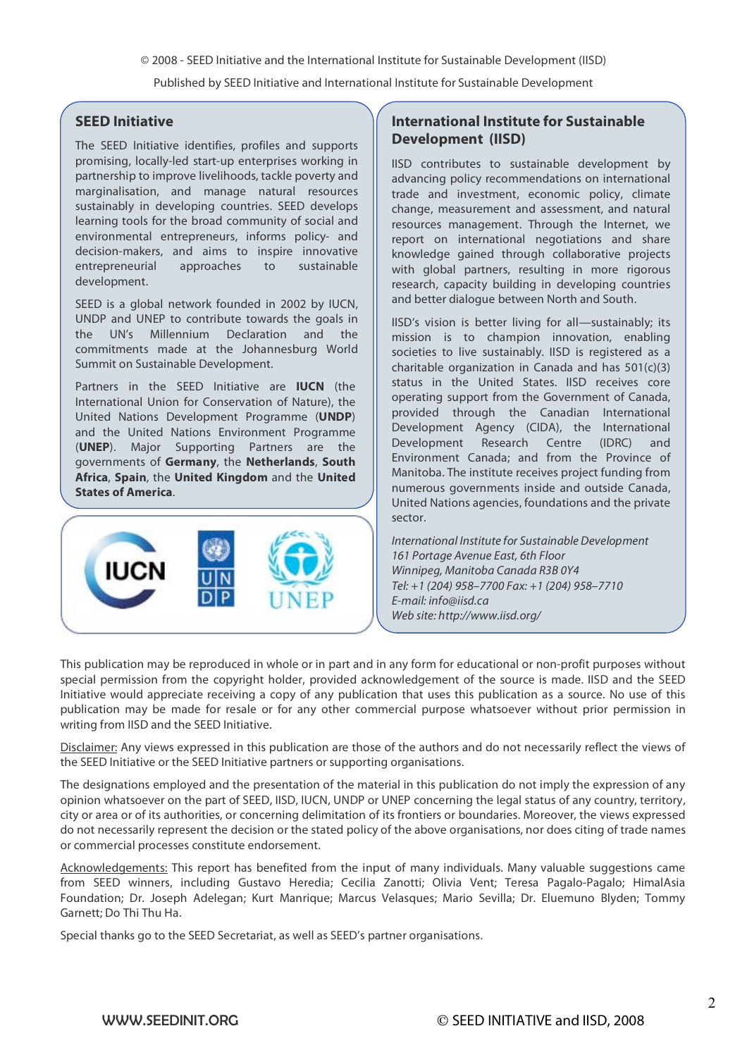© 2008 - SEED Initiative and the International Institute for Sustainable Development (IISD)

Published by SEED Initiative and International Institute for Sustainable Development

## SEED Initiative

The SEED Initiative identifies, profiles and supports promising, locally-led start-up enterprises working in partnership to improve livelihoods, tackle poverty and marginalisation, and manage natural resources sustainably in developing countries. SEED develops learning tools for the broad community of social and environmental entrepreneurs, informs policy- and decision-makers, and aims to inspire innovative entrepreneurial approaches to sustainable development.

SEED is a global network founded in 2002 by IUCN, UNDP and UNEP to contribute towards the goals in the UN's Millennium Declaration and the commitments made at the Johannesburg World Summit on Sustainable Development.

Partners in the SEED Initiative are **IUCN** (the International Union for Conservation of Nature), the United Nations Development Programme (**UNDP**) and the United Nations Environment Programme (**UNEP**). Major Supporting Partners are the governments of **Germany**, the **Netherlands**, **South Africa**, **Spain**, the **United Kingdom** and the **United States of America**.

## International Institute for Sustainable Development (IISD)

IISD contributes to sustainable development by advancing policy recommendations on international trade and investment, economic policy, climate change, measurement and assessment, and natural resources management. Through the Internet, we report on international negotiations and share knowledge gained through collaborative projects with global partners, resulting in more rigorous research, capacity building in developing countries and better dialogue between North and South.

IISD's vision is better living for all—sustainably; its mission is to champion innovation, enabling societies to live sustainably. IISD is registered as a charitable organization in Canada and has 501(c)(3) status in the United States. IISD receives core operating support from the Government of Canada, provided through the Canadian International Development Agency (CIDA), the International Development Research Centre (IDRC) and Environment Canada; and from the Province of Manitoba. The institute receives project funding from numerous governments inside and outside Canada, United Nations agencies, foundations and the private sector.

*International Institute for Sustainable Development*
*161 Portage Avenue East, 6th Floor*
*Winnipeg, Manitoba Canada R3B 0Y4*
*Tel: +1 (204) 958–7700 Fax: +1 (204) 958–7710*
*E-mail: info@iisd.ca*
*Web site: http://www.iisd.org/*

This publication may be reproduced in whole or in part and in any form for educational or non-profit purposes without special permission from the copyright holder, provided acknowledgement of the source is made. IISD and the SEED Initiative would appreciate receiving a copy of any publication that uses this publication as a source. No use of this publication may be made for resale or for any other commercial purpose whatsoever without prior permission in writing from IISD and the SEED Initiative.

Disclaimer: Any views expressed in this publication are those of the authors and do not necessarily reflect the views of the SEED Initiative or the SEED Initiative partners or supporting organisations.

The designations employed and the presentation of the material in this publication do not imply the expression of any opinion whatsoever on the part of SEED, IISD, IUCN, UNDP or UNEP concerning the legal status of any country, territory, city or area or of its authorities, or concerning delimitation of its frontiers or boundaries. Moreover, the views expressed do not necessarily represent the decision or the stated policy of the above organisations, nor does citing of trade names or commercial processes constitute endorsement.

Acknowledgements: This report has benefited from the input of many individuals. Many valuable suggestions came from SEED winners, including Gustavo Heredia; Cecilia Zanotti; Olivia Vent; Teresa Pagalo-Pagalo; HimalAsia Foundation; Dr. Joseph Adelegan; Kurt Manrique; Marcus Velasques; Mario Sevilla; Dr. Eluemuno Blyden; Tommy Garnett; Do Thi Thu Ha.

Special thanks go to the SEED Secretariat, as well as SEED's partner organisations.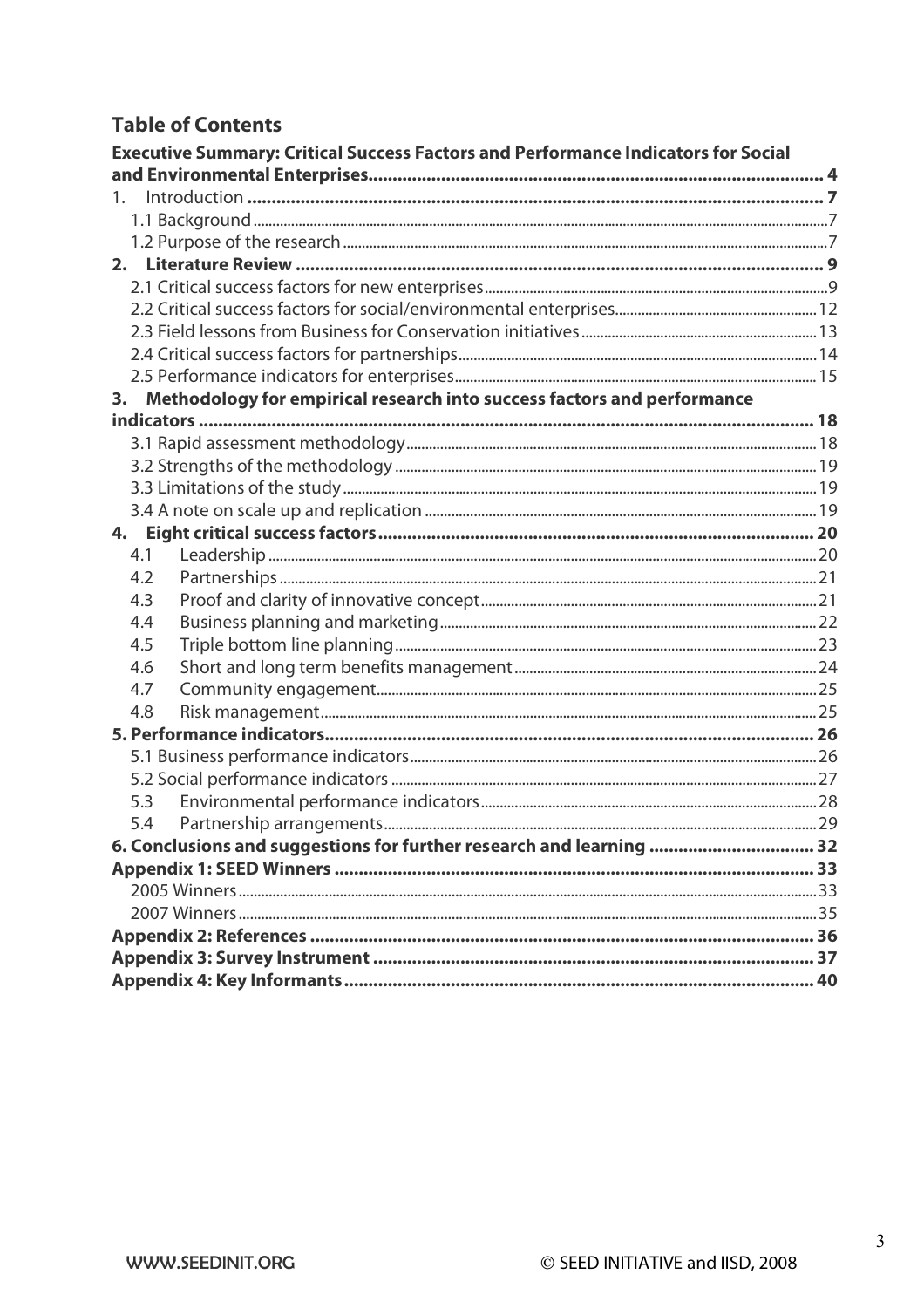## Table of Contents

**Executive Summary: Critical Success Factors and Performance Indicators for Social and Environmental Enterprises** .... 4

1. Introduction .... 7
   - 1.1 Background .... 7
   - 1.2 Purpose of the research .... 7
2. **Literature Review** .... 9
   - 2.1 Critical success factors for new enterprises .... 9
   - 2.2 Critical success factors for social/environmental enterprises .... 12
   - 2.3 Field lessons from Business for Conservation initiatives .... 13
   - 2.4 Critical success factors for partnerships .... 14
   - 2.5 Performance indicators for enterprises .... 15
3. **Methodology for empirical research into success factors and performance indicators** .... 18
   - 3.1 Rapid assessment methodology .... 18
   - 3.2 Strengths of the methodology .... 19
   - 3.3 Limitations of the study .... 19
   - 3.4 A note on scale up and replication .... 19
4. **Eight critical success factors** .... 20
   - 4.1 Leadership .... 20
   - 4.2 Partnerships .... 21
   - 4.3 Proof and clarity of innovative concept .... 21
   - 4.4 Business planning and marketing .... 22
   - 4.5 Triple bottom line planning .... 23
   - 4.6 Short and long term benefits management .... 24
   - 4.7 Community engagement .... 25
   - 4.8 Risk management .... 25

**5. Performance indicators** .... 26
   - 5.1 Business performance indicators .... 26
   - 5.2 Social performance indicators .... 27
   - 5.3 Environmental performance indicators .... 28
   - 5.4 Partnership arrangements .... 29

**6. Conclusions and suggestions for further research and learning** .... 32

**Appendix 1: SEED Winners** .... 33
   - 2005 Winners .... 33
   - 2007 Winners .... 35

**Appendix 2: References** .... 36

**Appendix 3: Survey Instrument** .... 37

**Appendix 4: Key Informants** .... 40

WWW.SEEDINIT.ORG © SEED INITIATIVE and IISD, 2008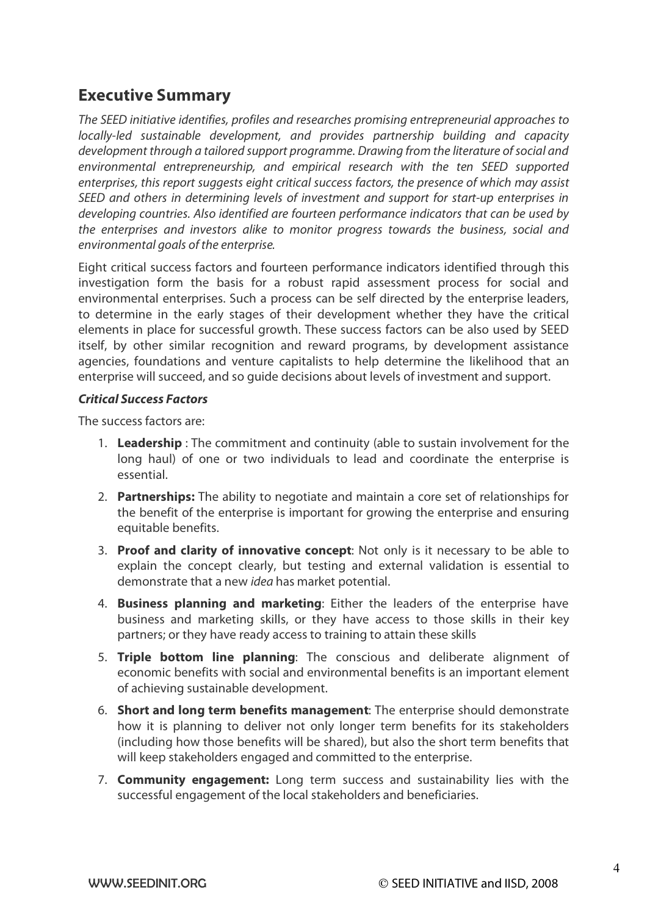## Executive Summary

*The SEED initiative identifies, profiles and researches promising entrepreneurial approaches to locally-led sustainable development, and provides partnership building and capacity development through a tailored support programme. Drawing from the literature of social and environmental entrepreneurship, and empirical research with the ten SEED supported enterprises, this report suggests eight critical success factors, the presence of which may assist SEED and others in determining levels of investment and support for start-up enterprises in developing countries. Also identified are fourteen performance indicators that can be used by the enterprises and investors alike to monitor progress towards the business, social and environmental goals of the enterprise.*

Eight critical success factors and fourteen performance indicators identified through this investigation form the basis for a robust rapid assessment process for social and environmental enterprises. Such a process can be self directed by the enterprise leaders, to determine in the early stages of their development whether they have the critical elements in place for successful growth. These success factors can be also used by SEED itself, by other similar recognition and reward programs, by development assistance agencies, foundations and venture capitalists to help determine the likelihood that an enterprise will succeed, and so guide decisions about levels of investment and support.

***Critical Success Factors***

The success factors are:

1. **Leadership** : The commitment and continuity (able to sustain involvement for the long haul) of one or two individuals to lead and coordinate the enterprise is essential.
2. **Partnerships:** The ability to negotiate and maintain a core set of relationships for the benefit of the enterprise is important for growing the enterprise and ensuring equitable benefits.
3. **Proof and clarity of innovative concept**: Not only is it necessary to be able to explain the concept clearly, but testing and external validation is essential to demonstrate that a new *idea* has market potential.
4. **Business planning and marketing**: Either the leaders of the enterprise have business and marketing skills, or they have access to those skills in their key partners; or they have ready access to training to attain these skills
5. **Triple bottom line planning**: The conscious and deliberate alignment of economic benefits with social and environmental benefits is an important element of achieving sustainable development.
6. **Short and long term benefits management**: The enterprise should demonstrate how it is planning to deliver not only longer term benefits for its stakeholders (including how those benefits will be shared), but also the short term benefits that will keep stakeholders engaged and committed to the enterprise.
7. **Community engagement:** Long term success and sustainability lies with the successful engagement of the local stakeholders and beneficiaries.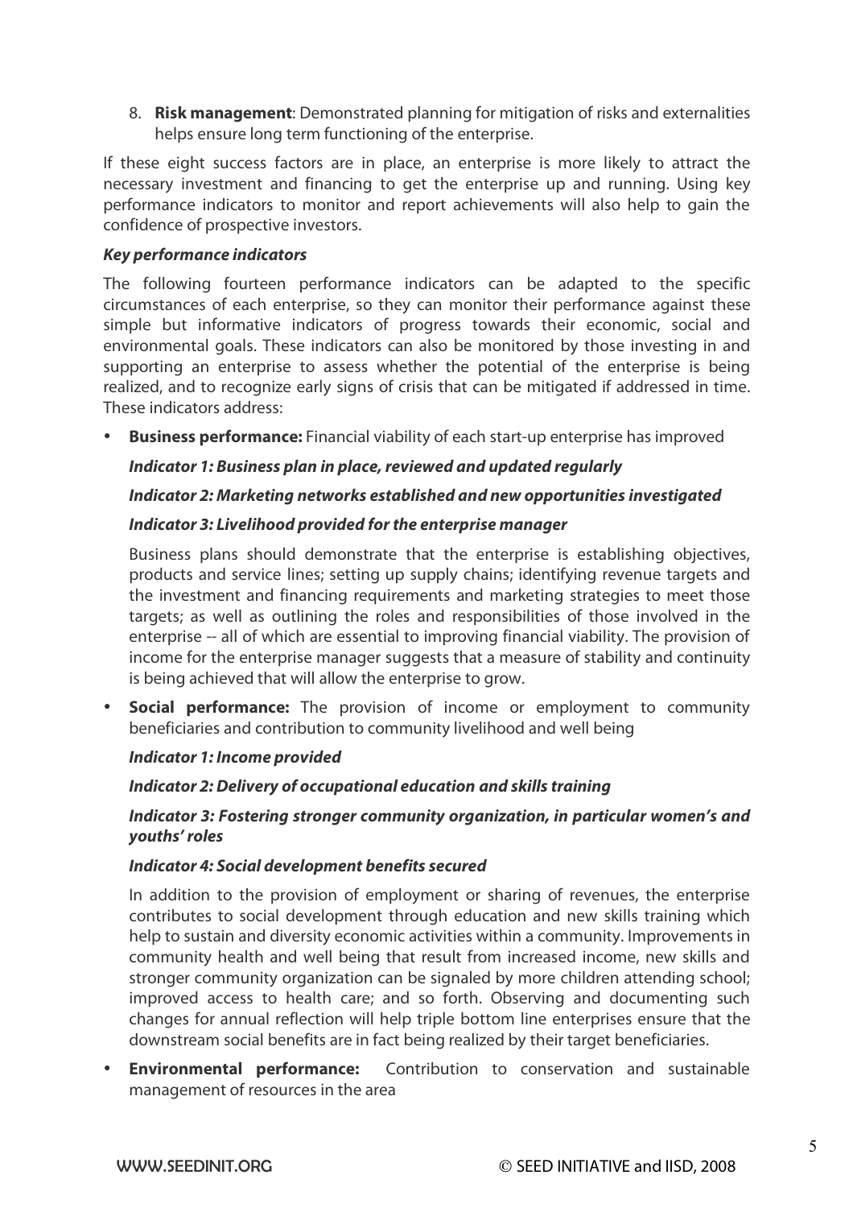8. **Risk management**: Demonstrated planning for mitigation of risks and externalities helps ensure long term functioning of the enterprise.

If these eight success factors are in place, an enterprise is more likely to attract the necessary investment and financing to get the enterprise up and running. Using key performance indicators to monitor and report achievements will also help to gain the confidence of prospective investors.

***Key performance indicators***

The following fourteen performance indicators can be adapted to the specific circumstances of each enterprise, so they can monitor their performance against these simple but informative indicators of progress towards their economic, social and environmental goals. These indicators can also be monitored by those investing in and supporting an enterprise to assess whether the potential of the enterprise is being realized, and to recognize early signs of crisis that can be mitigated if addressed in time. These indicators address:

- **Business performance:** Financial viability of each start-up enterprise has improved

  ***Indicator 1: Business plan in place, reviewed and updated regularly***

  ***Indicator 2: Marketing networks established and new opportunities investigated***

  ***Indicator 3: Livelihood provided for the enterprise manager***

  Business plans should demonstrate that the enterprise is establishing objectives, products and service lines; setting up supply chains; identifying revenue targets and the investment and financing requirements and marketing strategies to meet those targets; as well as outlining the roles and responsibilities of those involved in the enterprise -- all of which are essential to improving financial viability. The provision of income for the enterprise manager suggests that a measure of stability and continuity is being achieved that will allow the enterprise to grow.

- **Social performance:** The provision of income or employment to community beneficiaries and contribution to community livelihood and well being

  ***Indicator 1: Income provided***

  ***Indicator 2: Delivery of occupational education and skills training***

  ***Indicator 3: Fostering stronger community organization, in particular women's and youths' roles***

  ***Indicator 4: Social development benefits secured***

  In addition to the provision of employment or sharing of revenues, the enterprise contributes to social development through education and new skills training which help to sustain and diversity economic activities within a community. Improvements in community health and well being that result from increased income, new skills and stronger community organization can be signaled by more children attending school; improved access to health care; and so forth. Observing and documenting such changes for annual reflection will help triple bottom line enterprises ensure that the downstream social benefits are in fact being realized by their target beneficiaries.

- **Environmental performance:** Contribution to conservation and sustainable management of resources in the area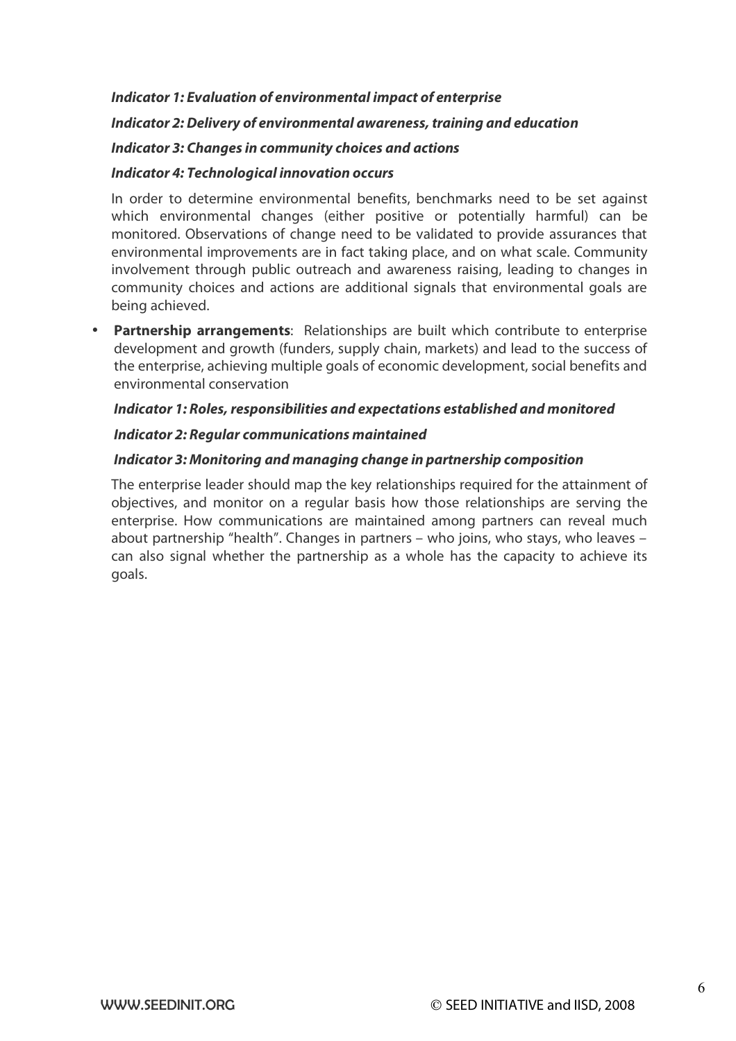***Indicator 1: Evaluation of environmental impact of enterprise***

***Indicator 2: Delivery of environmental awareness, training and education***

***Indicator 3: Changes in community choices and actions***

***Indicator 4: Technological innovation occurs***

In order to determine environmental benefits, benchmarks need to be set against which environmental changes (either positive or potentially harmful) can be monitored. Observations of change need to be validated to provide assurances that environmental improvements are in fact taking place, and on what scale. Community involvement through public outreach and awareness raising, leading to changes in community choices and actions are additional signals that environmental goals are being achieved.

- **Partnership arrangements**: Relationships are built which contribute to enterprise development and growth (funders, supply chain, markets) and lead to the success of the enterprise, achieving multiple goals of economic development, social benefits and environmental conservation

***Indicator 1: Roles, responsibilities and expectations established and monitored***

***Indicator 2: Regular communications maintained***

***Indicator 3: Monitoring and managing change in partnership composition***

The enterprise leader should map the key relationships required for the attainment of objectives, and monitor on a regular basis how those relationships are serving the enterprise. How communications are maintained among partners can reveal much about partnership "health". Changes in partners – who joins, who stays, who leaves – can also signal whether the partnership as a whole has the capacity to achieve its goals.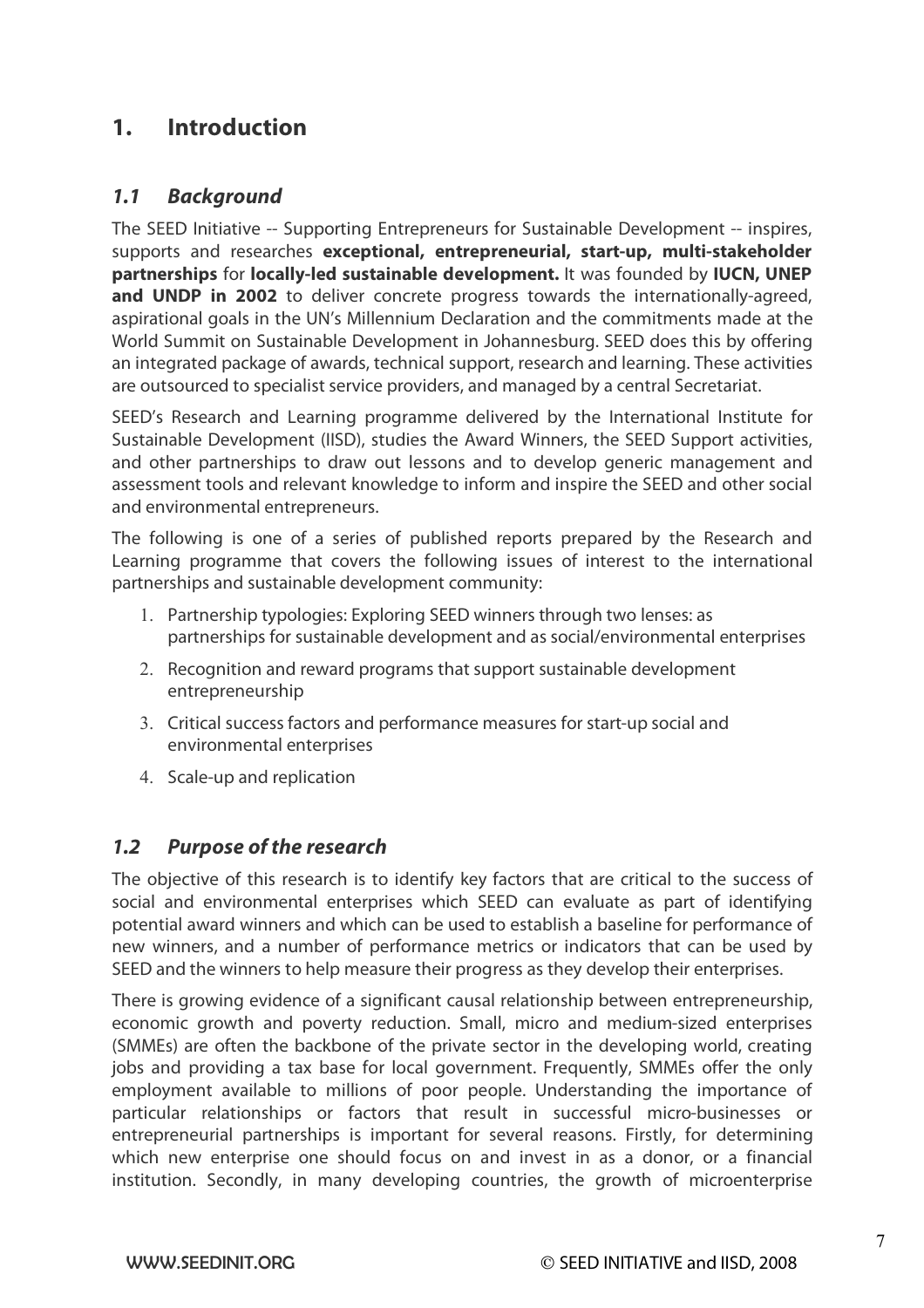# 1. Introduction

## *1.1 Background*

The SEED Initiative -- Supporting Entrepreneurs for Sustainable Development -- inspires, supports and researches **exceptional, entrepreneurial, start-up, multi-stakeholder partnerships** for **locally-led sustainable development.** It was founded by **IUCN, UNEP and UNDP in 2002** to deliver concrete progress towards the internationally-agreed, aspirational goals in the UN's Millennium Declaration and the commitments made at the World Summit on Sustainable Development in Johannesburg. SEED does this by offering an integrated package of awards, technical support, research and learning. These activities are outsourced to specialist service providers, and managed by a central Secretariat.

SEED's Research and Learning programme delivered by the International Institute for Sustainable Development (IISD), studies the Award Winners, the SEED Support activities, and other partnerships to draw out lessons and to develop generic management and assessment tools and relevant knowledge to inform and inspire the SEED and other social and environmental entrepreneurs.

The following is one of a series of published reports prepared by the Research and Learning programme that covers the following issues of interest to the international partnerships and sustainable development community:

1. Partnership typologies: Exploring SEED winners through two lenses: as partnerships for sustainable development and as social/environmental enterprises
2. Recognition and reward programs that support sustainable development entrepreneurship
3. Critical success factors and performance measures for start-up social and environmental enterprises
4. Scale-up and replication

## *1.2 Purpose of the research*

The objective of this research is to identify key factors that are critical to the success of social and environmental enterprises which SEED can evaluate as part of identifying potential award winners and which can be used to establish a baseline for performance of new winners, and a number of performance metrics or indicators that can be used by SEED and the winners to help measure their progress as they develop their enterprises.

There is growing evidence of a significant causal relationship between entrepreneurship, economic growth and poverty reduction. Small, micro and medium-sized enterprises (SMMEs) are often the backbone of the private sector in the developing world, creating jobs and providing a tax base for local government. Frequently, SMMEs offer the only employment available to millions of poor people. Understanding the importance of particular relationships or factors that result in successful micro-businesses or entrepreneurial partnerships is important for several reasons. Firstly, for determining which new enterprise one should focus on and invest in as a donor, or a financial institution. Secondly, in many developing countries, the growth of microenterprise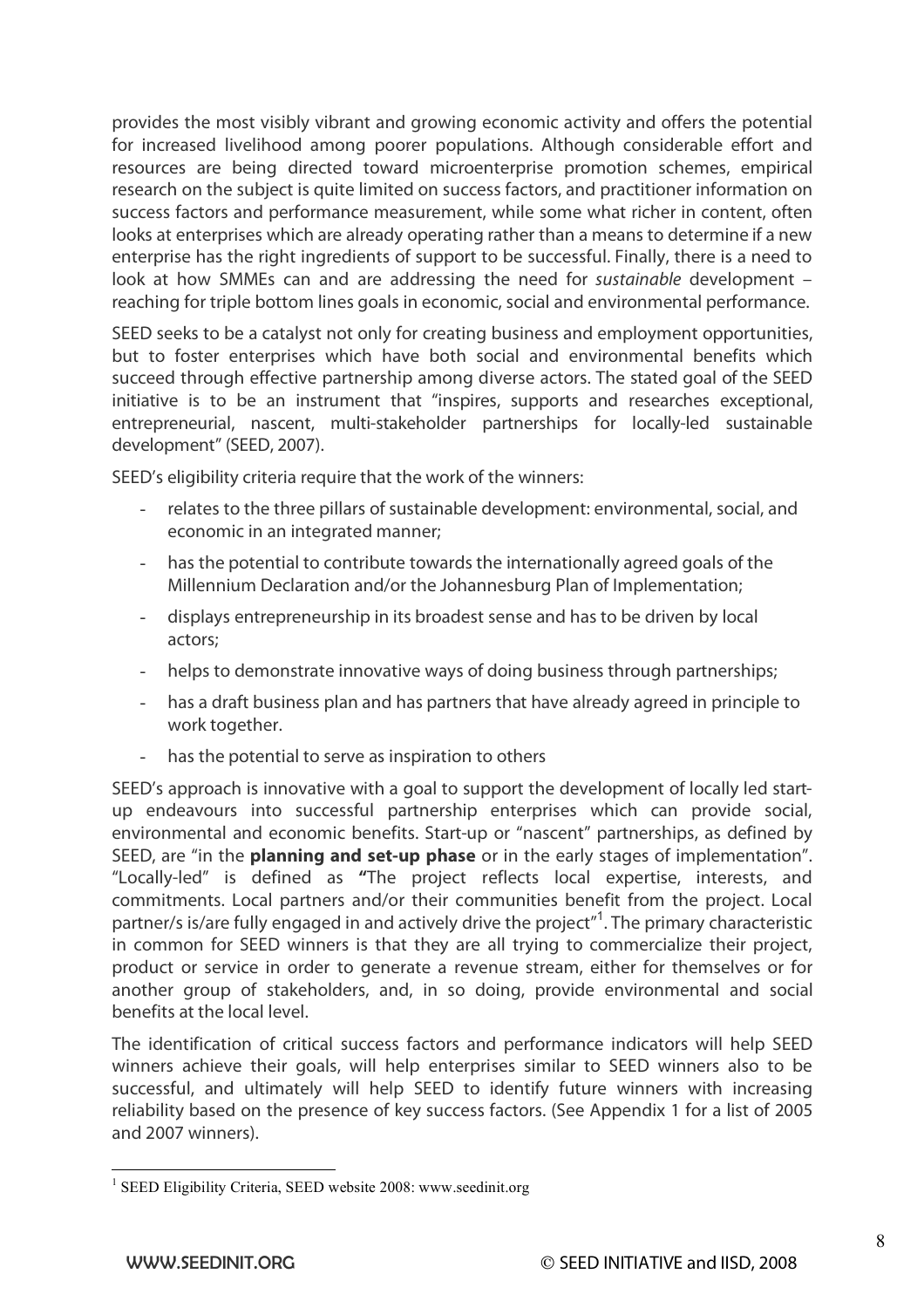provides the most visibly vibrant and growing economic activity and offers the potential for increased livelihood among poorer populations. Although considerable effort and resources are being directed toward microenterprise promotion schemes, empirical research on the subject is quite limited on success factors, and practitioner information on success factors and performance measurement, while some what richer in content, often looks at enterprises which are already operating rather than a means to determine if a new enterprise has the right ingredients of support to be successful. Finally, there is a need to look at how SMMEs can and are addressing the need for *sustainable* development – reaching for triple bottom lines goals in economic, social and environmental performance.

SEED seeks to be a catalyst not only for creating business and employment opportunities, but to foster enterprises which have both social and environmental benefits which succeed through effective partnership among diverse actors. The stated goal of the SEED initiative is to be an instrument that "inspires, supports and researches exceptional, entrepreneurial, nascent, multi-stakeholder partnerships for locally-led sustainable development" (SEED, 2007).

SEED's eligibility criteria require that the work of the winners:

- relates to the three pillars of sustainable development: environmental, social, and economic in an integrated manner;
- has the potential to contribute towards the internationally agreed goals of the Millennium Declaration and/or the Johannesburg Plan of Implementation;
- displays entrepreneurship in its broadest sense and has to be driven by local actors;
- helps to demonstrate innovative ways of doing business through partnerships;
- has a draft business plan and has partners that have already agreed in principle to work together.
- has the potential to serve as inspiration to others

SEED's approach is innovative with a goal to support the development of locally led start-up endeavours into successful partnership enterprises which can provide social, environmental and economic benefits. Start-up or "nascent" partnerships, as defined by SEED, are "in the **planning and set-up phase** or in the early stages of implementation". "Locally-led" is defined as **"**The project reflects local expertise, interests, and commitments. Local partners and/or their communities benefit from the project. Local partner/s is/are fully engaged in and actively drive the project"[1]. The primary characteristic in common for SEED winners is that they are all trying to commercialize their project, product or service in order to generate a revenue stream, either for themselves or for another group of stakeholders, and, in so doing, provide environmental and social benefits at the local level.

The identification of critical success factors and performance indicators will help SEED winners achieve their goals, will help enterprises similar to SEED winners also to be successful, and ultimately will help SEED to identify future winners with increasing reliability based on the presence of key success factors. (See Appendix 1 for a list of 2005 and 2007 winners).

[1] SEED Eligibility Criteria, SEED website 2008: www.seedinit.org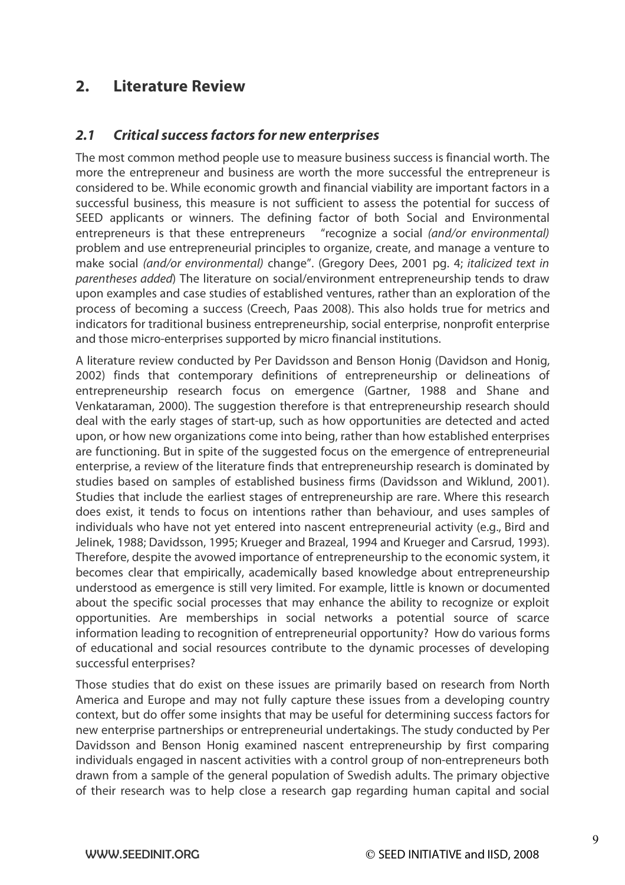## 2. Literature Review

### *2.1 Critical success factors for new enterprises*

The most common method people use to measure business success is financial worth. The more the entrepreneur and business are worth the more successful the entrepreneur is considered to be. While economic growth and financial viability are important factors in a successful business, this measure is not sufficient to assess the potential for success of SEED applicants or winners. The defining factor of both Social and Environmental entrepreneurs is that these entrepreneurs "recognize a social *(and/or environmental)* problem and use entrepreneurial principles to organize, create, and manage a venture to make social *(and/or environmental)* change". (Gregory Dees, 2001 pg. 4; *italicized text in parentheses added*) The literature on social/environment entrepreneurship tends to draw upon examples and case studies of established ventures, rather than an exploration of the process of becoming a success (Creech, Paas 2008). This also holds true for metrics and indicators for traditional business entrepreneurship, social enterprise, nonprofit enterprise and those micro-enterprises supported by micro financial institutions.

A literature review conducted by Per Davidsson and Benson Honig (Davidson and Honig, 2002) finds that contemporary definitions of entrepreneurship or delineations of entrepreneurship research focus on emergence (Gartner, 1988 and Shane and Venkataraman, 2000). The suggestion therefore is that entrepreneurship research should deal with the early stages of start-up, such as how opportunities are detected and acted upon, or how new organizations come into being, rather than how established enterprises are functioning. But in spite of the suggested focus on the emergence of entrepreneurial enterprise, a review of the literature finds that entrepreneurship research is dominated by studies based on samples of established business firms (Davidsson and Wiklund, 2001). Studies that include the earliest stages of entrepreneurship are rare. Where this research does exist, it tends to focus on intentions rather than behaviour, and uses samples of individuals who have not yet entered into nascent entrepreneurial activity (e.g., Bird and Jelinek, 1988; Davidsson, 1995; Krueger and Brazeal, 1994 and Krueger and Carsrud, 1993). Therefore, despite the avowed importance of entrepreneurship to the economic system, it becomes clear that empirically, academically based knowledge about entrepreneurship understood as emergence is still very limited. For example, little is known or documented about the specific social processes that may enhance the ability to recognize or exploit opportunities. Are memberships in social networks a potential source of scarce information leading to recognition of entrepreneurial opportunity? How do various forms of educational and social resources contribute to the dynamic processes of developing successful enterprises?

Those studies that do exist on these issues are primarily based on research from North America and Europe and may not fully capture these issues from a developing country context, but do offer some insights that may be useful for determining success factors for new enterprise partnerships or entrepreneurial undertakings. The study conducted by Per Davidsson and Benson Honig examined nascent entrepreneurship by first comparing individuals engaged in nascent activities with a control group of non-entrepreneurs both drawn from a sample of the general population of Swedish adults. The primary objective of their research was to help close a research gap regarding human capital and social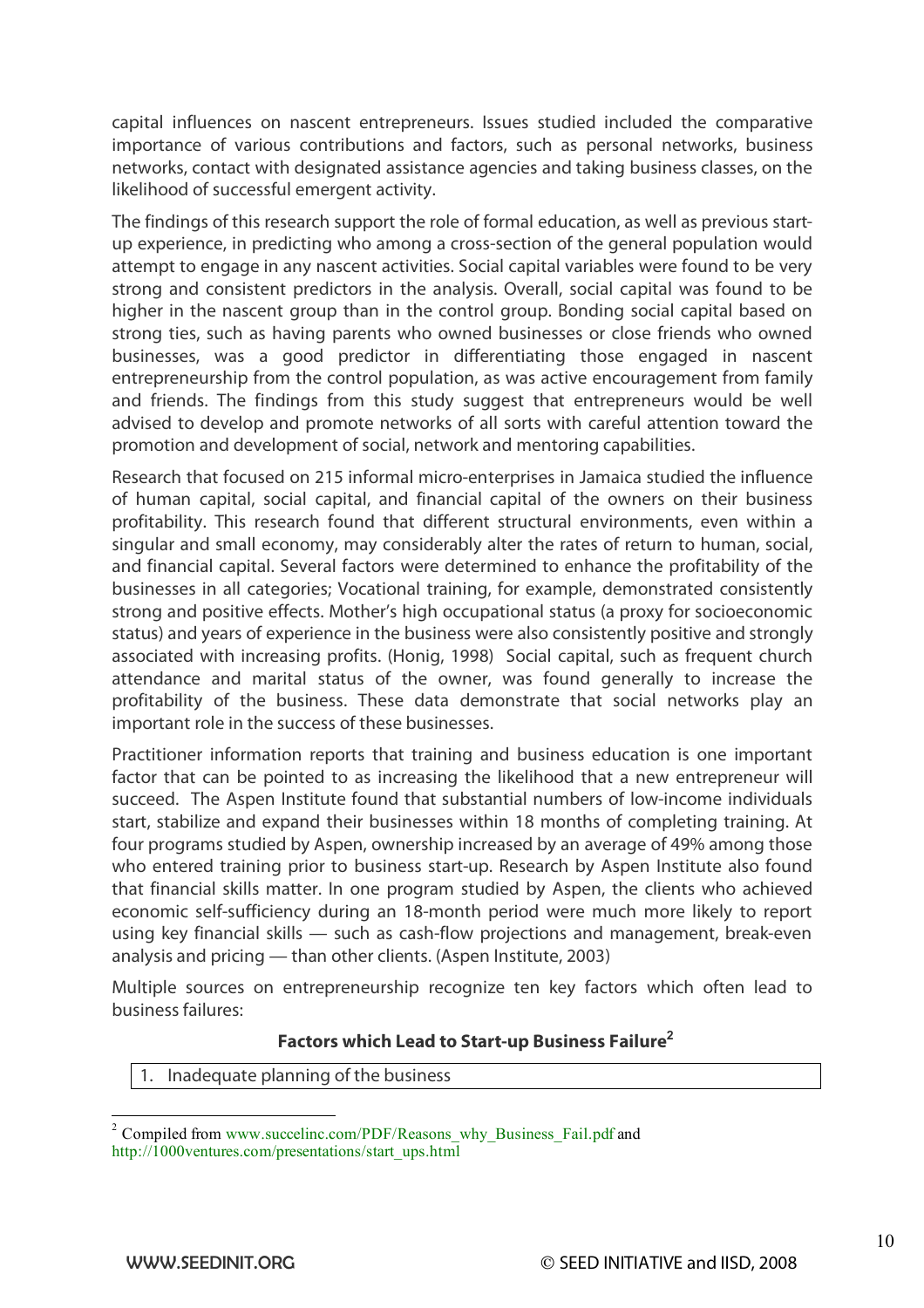capital influences on nascent entrepreneurs. Issues studied included the comparative importance of various contributions and factors, such as personal networks, business networks, contact with designated assistance agencies and taking business classes, on the likelihood of successful emergent activity.

The findings of this research support the role of formal education, as well as previous start-up experience, in predicting who among a cross-section of the general population would attempt to engage in any nascent activities. Social capital variables were found to be very strong and consistent predictors in the analysis. Overall, social capital was found to be higher in the nascent group than in the control group. Bonding social capital based on strong ties, such as having parents who owned businesses or close friends who owned businesses, was a good predictor in differentiating those engaged in nascent entrepreneurship from the control population, as was active encouragement from family and friends. The findings from this study suggest that entrepreneurs would be well advised to develop and promote networks of all sorts with careful attention toward the promotion and development of social, network and mentoring capabilities.

Research that focused on 215 informal micro-enterprises in Jamaica studied the influence of human capital, social capital, and financial capital of the owners on their business profitability. This research found that different structural environments, even within a singular and small economy, may considerably alter the rates of return to human, social, and financial capital. Several factors were determined to enhance the profitability of the businesses in all categories; Vocational training, for example, demonstrated consistently strong and positive effects. Mother's high occupational status (a proxy for socioeconomic status) and years of experience in the business were also consistently positive and strongly associated with increasing profits. (Honig, 1998) Social capital, such as frequent church attendance and marital status of the owner, was found generally to increase the profitability of the business. These data demonstrate that social networks play an important role in the success of these businesses.

Practitioner information reports that training and business education is one important factor that can be pointed to as increasing the likelihood that a new entrepreneur will succeed. The Aspen Institute found that substantial numbers of low-income individuals start, stabilize and expand their businesses within 18 months of completing training. At four programs studied by Aspen, ownership increased by an average of 49% among those who entered training prior to business start-up. Research by Aspen Institute also found that financial skills matter. In one program studied by Aspen, the clients who achieved economic self-sufficiency during an 18-month period were much more likely to report using key financial skills — such as cash-flow projections and management, break-even analysis and pricing — than other clients. (Aspen Institute, 2003)

Multiple sources on entrepreneurship recognize ten key factors which often lead to business failures:

**Factors which Lead to Start-up Business Failure[2]**

| |
|---|
| 1. Inadequate planning of the business |

[2] Compiled from www.succelinc.com/PDF/Reasons_why_Business_Fail.pdf and http://1000ventures.com/presentations/start_ups.html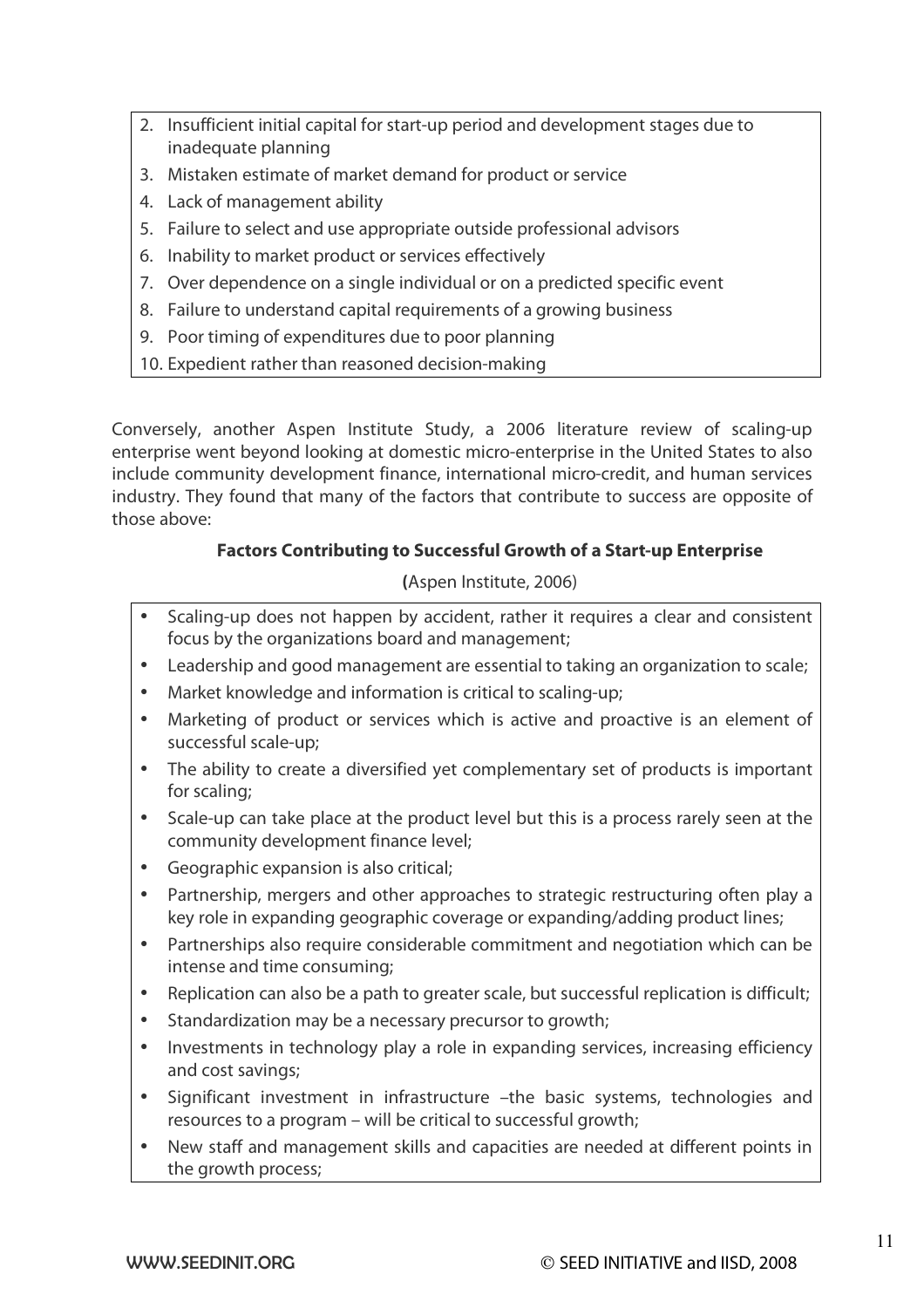2. Insufficient initial capital for start-up period and development stages due to inadequate planning
3. Mistaken estimate of market demand for product or service
4. Lack of management ability
5. Failure to select and use appropriate outside professional advisors
6. Inability to market product or services effectively
7. Over dependence on a single individual or on a predicted specific event
8. Failure to understand capital requirements of a growing business
9. Poor timing of expenditures due to poor planning
10. Expedient rather than reasoned decision-making

Conversely, another Aspen Institute Study, a 2006 literature review of scaling-up enterprise went beyond looking at domestic micro-enterprise in the United States to also include community development finance, international micro-credit, and human services industry. They found that many of the factors that contribute to success are opposite of those above:

**Factors Contributing to Successful Growth of a Start-up Enterprise**

**(**Aspen Institute, 2006)

- Scaling-up does not happen by accident, rather it requires a clear and consistent focus by the organizations board and management;
- Leadership and good management are essential to taking an organization to scale;
- Market knowledge and information is critical to scaling-up;
- Marketing of product or services which is active and proactive is an element of successful scale-up;
- The ability to create a diversified yet complementary set of products is important for scaling;
- Scale-up can take place at the product level but this is a process rarely seen at the community development finance level;
- Geographic expansion is also critical;
- Partnership, mergers and other approaches to strategic restructuring often play a key role in expanding geographic coverage or expanding/adding product lines;
- Partnerships also require considerable commitment and negotiation which can be intense and time consuming;
- Replication can also be a path to greater scale, but successful replication is difficult;
- Standardization may be a necessary precursor to growth;
- Investments in technology play a role in expanding services, increasing efficiency and cost savings;
- Significant investment in infrastructure –the basic systems, technologies and resources to a program – will be critical to successful growth;
- New staff and management skills and capacities are needed at different points in the growth process;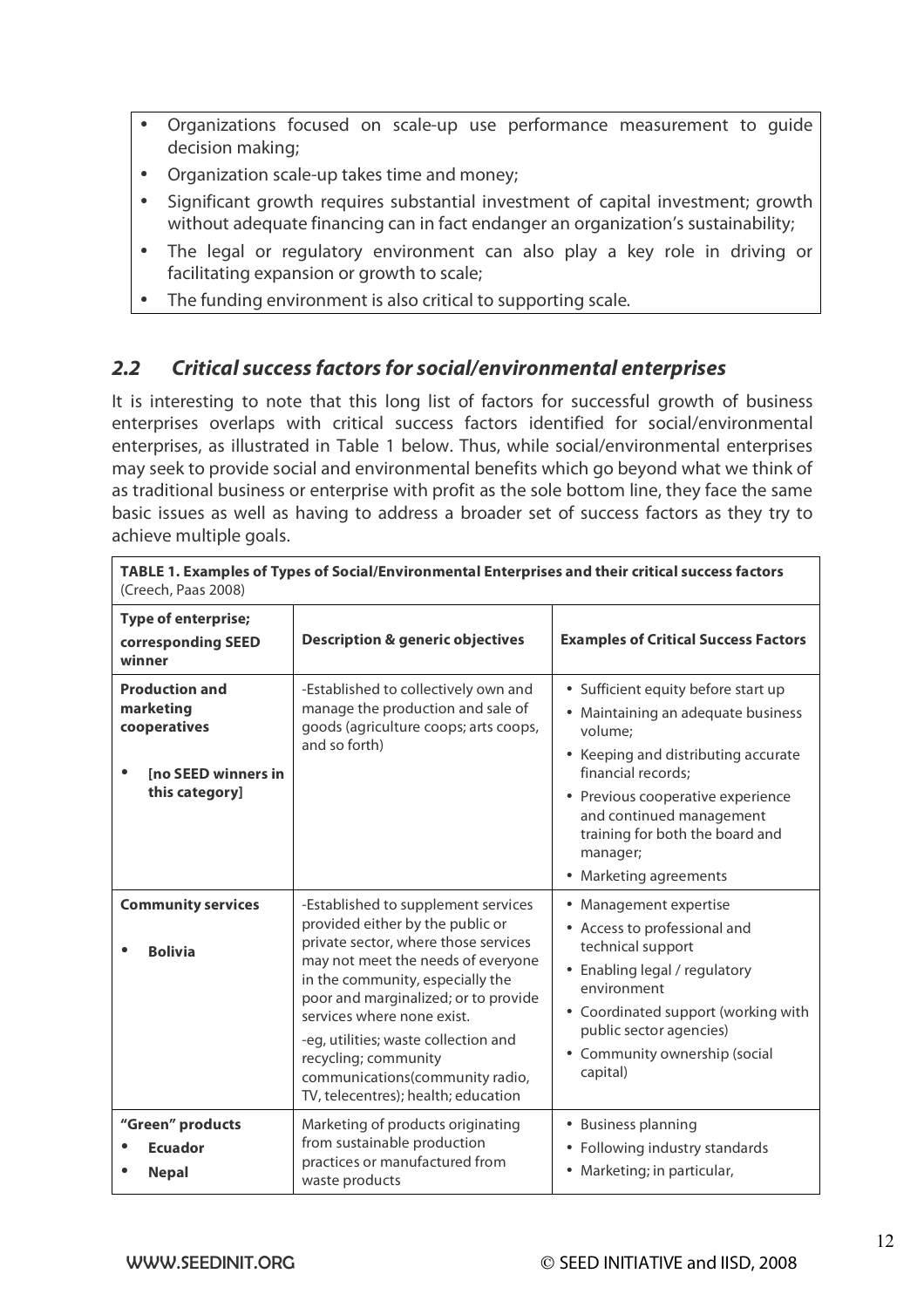- Organizations focused on scale-up use performance measurement to guide decision making;
- Organization scale-up takes time and money;
- Significant growth requires substantial investment of capital investment; growth without adequate financing can in fact endanger an organization's sustainability;
- The legal or regulatory environment can also play a key role in driving or facilitating expansion or growth to scale;
- The funding environment is also critical to supporting scale.

## *2.2 Critical success factors for social/environmental enterprises*

It is interesting to note that this long list of factors for successful growth of business enterprises overlaps with critical success factors identified for social/environmental enterprises, as illustrated in Table 1 below. Thus, while social/environmental enterprises may seek to provide social and environmental benefits which go beyond what we think of as traditional business or enterprise with profit as the sole bottom line, they face the same basic issues as well as having to address a broader set of success factors as they try to achieve multiple goals.

**TABLE 1. Examples of Types of Social/Environmental Enterprises and their critical success factors** (Creech, Paas 2008)

| **Type of enterprise; corresponding SEED winner** | **Description & generic objectives** | **Examples of Critical Success Factors** |
|---|---|---|
| **Production and marketing cooperatives**<br>• **[no SEED winners in this category]** | -Established to collectively own and manage the production and sale of goods (agriculture coops; arts coops, and so forth) | • Sufficient equity before start up<br>• Maintaining an adequate business volume;<br>• Keeping and distributing accurate financial records;<br>• Previous cooperative experience and continued management training for both the board and manager;<br>• Marketing agreements |
| **Community services**<br>• **Bolivia** | -Established to supplement services provided either by the public or private sector, where those services may not meet the needs of everyone in the community, especially the poor and marginalized; or to provide services where none exist.<br>-eg, utilities; waste collection and recycling; community communications(community radio, TV, telecentres); health; education | • Management expertise<br>• Access to professional and technical support<br>• Enabling legal / regulatory environment<br>• Coordinated support (working with public sector agencies)<br>• Community ownership (social capital) |
| **"Green" products**<br>• **Ecuador**<br>• **Nepal** | Marketing of products originating from sustainable production practices or manufactured from waste products | • Business planning<br>• Following industry standards<br>• Marketing; in particular, |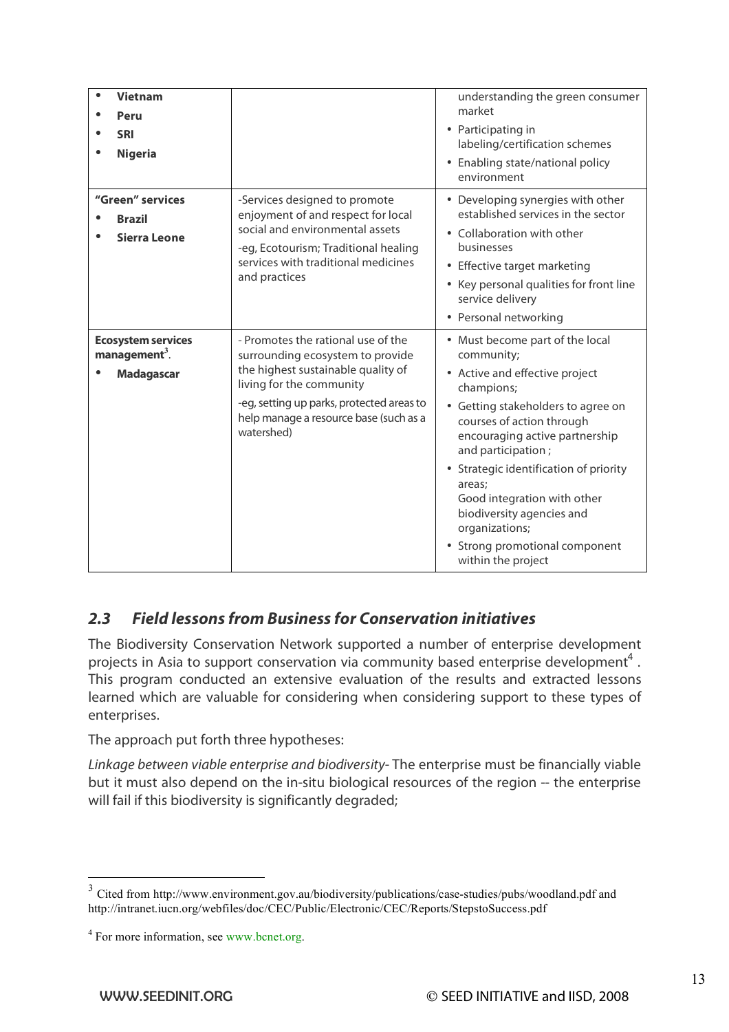| | | |
|---|---|---|
| • **Vietnam**<br>• **Peru**<br>• **SRI**<br>• **Nigeria** | | understanding the green consumer market<br>• Participating in labeling/certification schemes<br>• Enabling state/national policy environment |
| **"Green" services**<br>• **Brazil**<br>• **Sierra Leone** | -Services designed to promote enjoyment of and respect for local social and environmental assets<br>-eg, Ecotourism; Traditional healing services with traditional medicines and practices | • Developing synergies with other established services in the sector<br>• Collaboration with other businesses<br>• Effective target marketing<br>• Key personal qualities for front line service delivery<br>• Personal networking |
| **Ecosystem services management**[3].<br>• **Madagascar** | - Promotes the rational use of the surrounding ecosystem to provide the highest sustainable quality of living for the community<br>-eg, setting up parks, protected areas to help manage a resource base (such as a watershed) | • Must become part of the local community;<br>• Active and effective project champions;<br>• Getting stakeholders to agree on courses of action through encouraging active partnership and participation ;<br>• Strategic identification of priority areas;<br>Good integration with other biodiversity agencies and organizations;<br>• Strong promotional component within the project |

## *2.3 Field lessons from Business for Conservation initiatives*

The Biodiversity Conservation Network supported a number of enterprise development projects in Asia to support conservation via community based enterprise development[4] . This program conducted an extensive evaluation of the results and extracted lessons learned which are valuable for considering when considering support to these types of enterprises.

The approach put forth three hypotheses:

*Linkage between viable enterprise and biodiversity-* The enterprise must be financially viable but it must also depend on the in-situ biological resources of the region -- the enterprise will fail if this biodiversity is significantly degraded;

---

[3] Cited from http://www.environment.gov.au/biodiversity/publications/case-studies/pubs/woodland.pdf and http://intranet.iucn.org/webfiles/doc/CEC/Public/Electronic/CEC/Reports/StepstoSuccess.pdf

[4] For more information, see www.bcnet.org.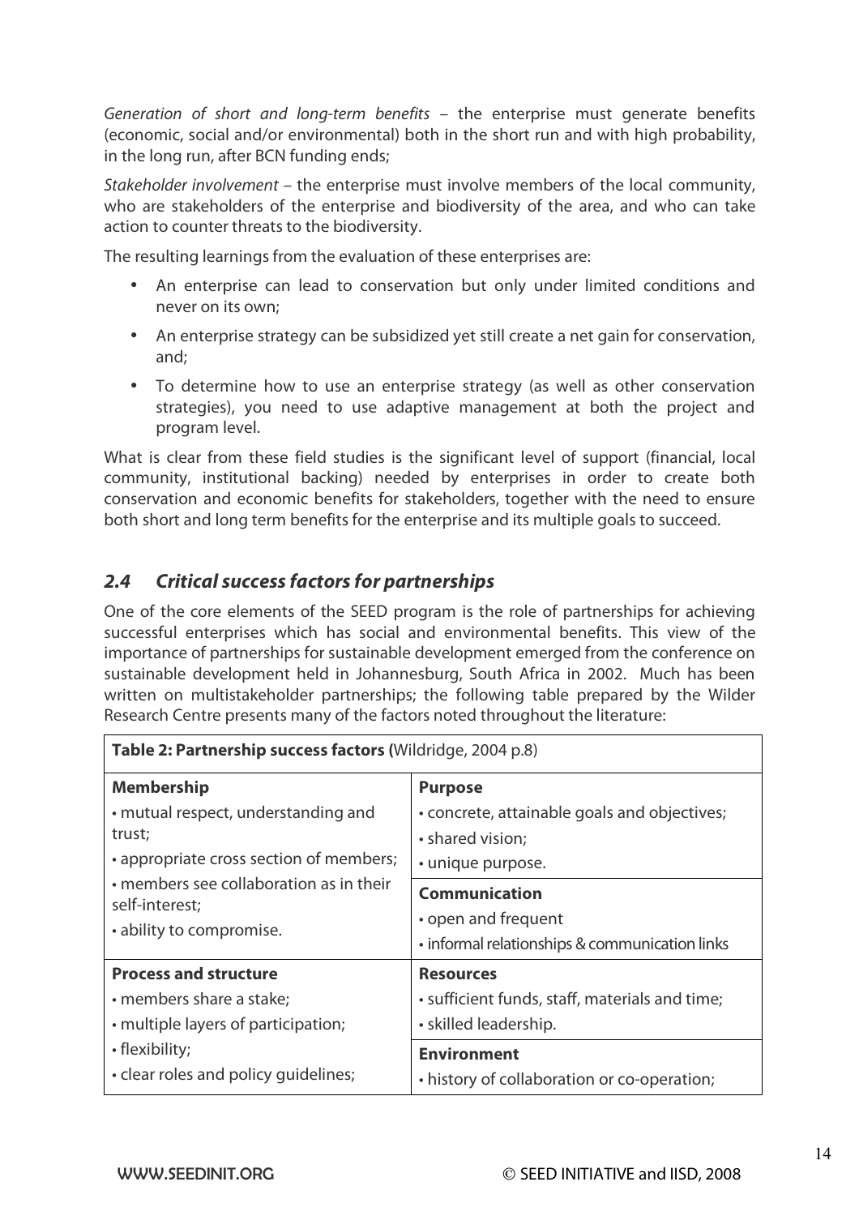*Generation of short and long-term benefits* – the enterprise must generate benefits (economic, social and/or environmental) both in the short run and with high probability, in the long run, after BCN funding ends;

*Stakeholder involvement* – the enterprise must involve members of the local community, who are stakeholders of the enterprise and biodiversity of the area, and who can take action to counter threats to the biodiversity.

The resulting learnings from the evaluation of these enterprises are:

- An enterprise can lead to conservation but only under limited conditions and never on its own;
- An enterprise strategy can be subsidized yet still create a net gain for conservation, and;
- To determine how to use an enterprise strategy (as well as other conservation strategies), you need to use adaptive management at both the project and program level.

What is clear from these field studies is the significant level of support (financial, local community, institutional backing) needed by enterprises in order to create both conservation and economic benefits for stakeholders, together with the need to ensure both short and long term benefits for the enterprise and its multiple goals to succeed.

## *2.4 Critical success factors for partnerships*

One of the core elements of the SEED program is the role of partnerships for achieving successful enterprises which has social and environmental benefits. This view of the importance of partnerships for sustainable development emerged from the conference on sustainable development held in Johannesburg, South Africa in 2002. Much has been written on multistakeholder partnerships; the following table prepared by the Wilder Research Centre presents many of the factors noted throughout the literature:

**Table 2: Partnership success factors (**Wildridge, 2004 p.8)

| | |
|---|---|
| **Membership**<br>• mutual respect, understanding and trust;<br>• appropriate cross section of members;<br>• members see collaboration as in their self-interest;<br>• ability to compromise. | **Purpose**<br>• concrete, attainable goals and objectives;<br>• shared vision;<br>• unique purpose.<br>**Communication**<br>• open and frequent<br>• informal relationships & communication links |
| **Process and structure**<br>• members share a stake;<br>• multiple layers of participation;<br>• flexibility;<br>• clear roles and policy guidelines; | **Resources**<br>• sufficient funds, staff, materials and time;<br>• skilled leadership.<br>**Environment**<br>• history of collaboration or co-operation; |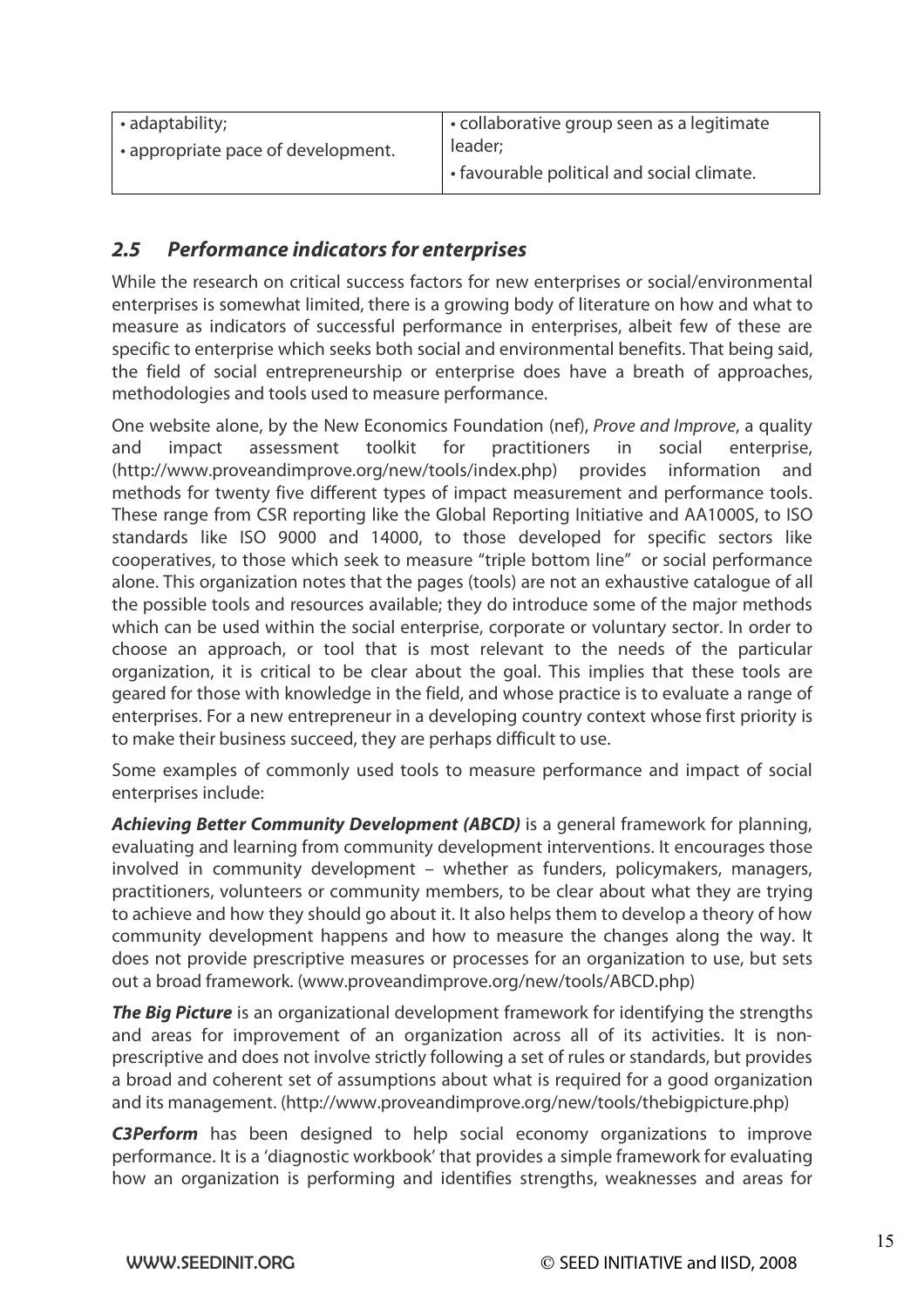| | |
|---|---|
| • adaptability;<br>• appropriate pace of development. | • collaborative group seen as a legitimate leader;<br>• favourable political and social climate. |

## *2.5 Performance indicators for enterprises*

While the research on critical success factors for new enterprises or social/environmental enterprises is somewhat limited, there is a growing body of literature on how and what to measure as indicators of successful performance in enterprises, albeit few of these are specific to enterprise which seeks both social and environmental benefits. That being said, the field of social entrepreneurship or enterprise does have a breath of approaches, methodologies and tools used to measure performance.

One website alone, by the New Economics Foundation (nef), *Prove and Improve*, a quality and impact assessment toolkit for practitioners in social enterprise, (http://www.proveandimprove.org/new/tools/index.php) provides information and methods for twenty five different types of impact measurement and performance tools. These range from CSR reporting like the Global Reporting Initiative and AA1000S, to ISO standards like ISO 9000 and 14000, to those developed for specific sectors like cooperatives, to those which seek to measure "triple bottom line" or social performance alone. This organization notes that the pages (tools) are not an exhaustive catalogue of all the possible tools and resources available; they do introduce some of the major methods which can be used within the social enterprise, corporate or voluntary sector. In order to choose an approach, or tool that is most relevant to the needs of the particular organization, it is critical to be clear about the goal. This implies that these tools are geared for those with knowledge in the field, and whose practice is to evaluate a range of enterprises. For a new entrepreneur in a developing country context whose first priority is to make their business succeed, they are perhaps difficult to use.

Some examples of commonly used tools to measure performance and impact of social enterprises include:

***Achieving Better Community Development (ABCD)*** is a general framework for planning, evaluating and learning from community development interventions. It encourages those involved in community development – whether as funders, policymakers, managers, practitioners, volunteers or community members, to be clear about what they are trying to achieve and how they should go about it. It also helps them to develop a theory of how community development happens and how to measure the changes along the way. It does not provide prescriptive measures or processes for an organization to use, but sets out a broad framework. (www.proveandimprove.org/new/tools/ABCD.php)

***The Big Picture*** is an organizational development framework for identifying the strengths and areas for improvement of an organization across all of its activities. It is non-prescriptive and does not involve strictly following a set of rules or standards, but provides a broad and coherent set of assumptions about what is required for a good organization and its management. (http://www.proveandimprove.org/new/tools/thebigpicture.php)

***C3Perform*** has been designed to help social economy organizations to improve performance. It is a 'diagnostic workbook' that provides a simple framework for evaluating how an organization is performing and identifies strengths, weaknesses and areas for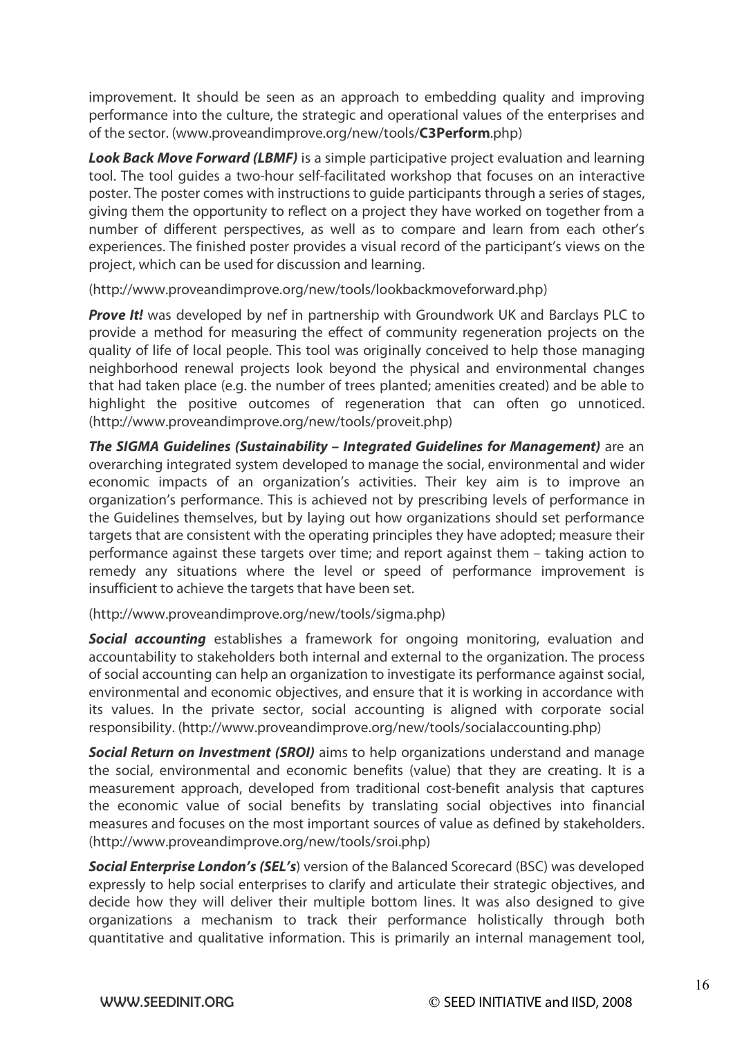improvement. It should be seen as an approach to embedding quality and improving performance into the culture, the strategic and operational values of the enterprises and of the sector. (www.proveandimprove.org/new/tools/**C3Perform**.php)

***Look Back Move Forward (LBMF)*** is a simple participative project evaluation and learning tool. The tool guides a two-hour self-facilitated workshop that focuses on an interactive poster. The poster comes with instructions to guide participants through a series of stages, giving them the opportunity to reflect on a project they have worked on together from a number of different perspectives, as well as to compare and learn from each other's experiences. The finished poster provides a visual record of the participant's views on the project, which can be used for discussion and learning.

(http://www.proveandimprove.org/new/tools/lookbackmoveforward.php)

***Prove It!*** was developed by nef in partnership with Groundwork UK and Barclays PLC to provide a method for measuring the effect of community regeneration projects on the quality of life of local people. This tool was originally conceived to help those managing neighborhood renewal projects look beyond the physical and environmental changes that had taken place (e.g. the number of trees planted; amenities created) and be able to highlight the positive outcomes of regeneration that can often go unnoticed. (http://www.proveandimprove.org/new/tools/proveit.php)

***The SIGMA Guidelines (Sustainability – Integrated Guidelines for Management)*** are an overarching integrated system developed to manage the social, environmental and wider economic impacts of an organization's activities. Their key aim is to improve an organization's performance. This is achieved not by prescribing levels of performance in the Guidelines themselves, but by laying out how organizations should set performance targets that are consistent with the operating principles they have adopted; measure their performance against these targets over time; and report against them – taking action to remedy any situations where the level or speed of performance improvement is insufficient to achieve the targets that have been set.

(http://www.proveandimprove.org/new/tools/sigma.php)

***Social accounting*** establishes a framework for ongoing monitoring, evaluation and accountability to stakeholders both internal and external to the organization. The process of social accounting can help an organization to investigate its performance against social, environmental and economic objectives, and ensure that it is working in accordance with its values. In the private sector, social accounting is aligned with corporate social responsibility. (http://www.proveandimprove.org/new/tools/socialaccounting.php)

***Social Return on Investment (SROI)*** aims to help organizations understand and manage the social, environmental and economic benefits (value) that they are creating. It is a measurement approach, developed from traditional cost-benefit analysis that captures the economic value of social benefits by translating social objectives into financial measures and focuses on the most important sources of value as defined by stakeholders. (http://www.proveandimprove.org/new/tools/sroi.php)

***Social Enterprise London's (SEL's***) version of the Balanced Scorecard (BSC) was developed expressly to help social enterprises to clarify and articulate their strategic objectives, and decide how they will deliver their multiple bottom lines. It was also designed to give organizations a mechanism to track their performance holistically through both quantitative and qualitative information. This is primarily an internal management tool,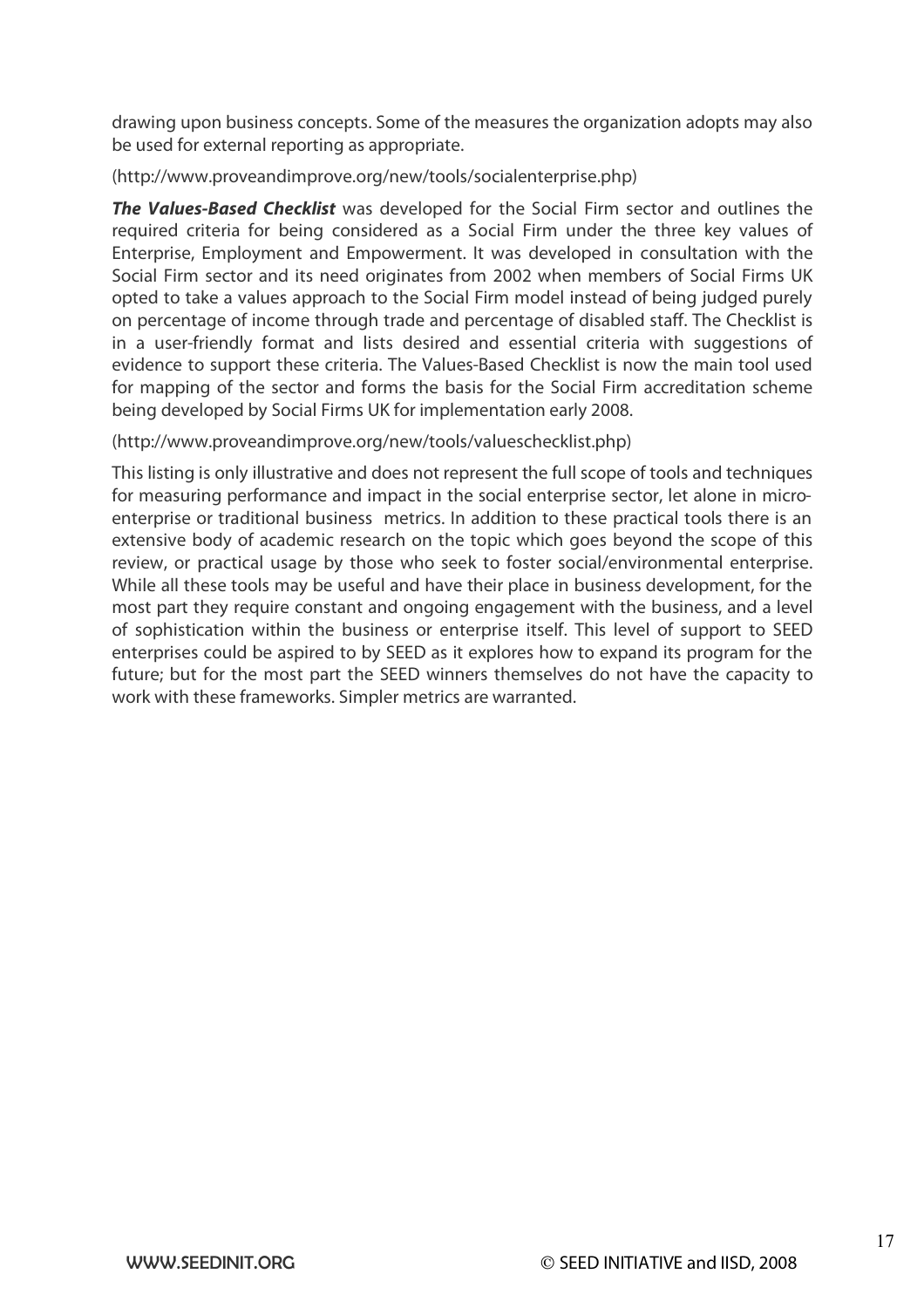drawing upon business concepts. Some of the measures the organization adopts may also be used for external reporting as appropriate.

(http://www.proveandimprove.org/new/tools/socialenterprise.php)

***The Values-Based Checklist*** was developed for the Social Firm sector and outlines the required criteria for being considered as a Social Firm under the three key values of Enterprise, Employment and Empowerment. It was developed in consultation with the Social Firm sector and its need originates from 2002 when members of Social Firms UK opted to take a values approach to the Social Firm model instead of being judged purely on percentage of income through trade and percentage of disabled staff. The Checklist is in a user-friendly format and lists desired and essential criteria with suggestions of evidence to support these criteria. The Values-Based Checklist is now the main tool used for mapping of the sector and forms the basis for the Social Firm accreditation scheme being developed by Social Firms UK for implementation early 2008.

(http://www.proveandimprove.org/new/tools/valueschecklist.php)

This listing is only illustrative and does not represent the full scope of tools and techniques for measuring performance and impact in the social enterprise sector, let alone in micro-enterprise or traditional business metrics. In addition to these practical tools there is an extensive body of academic research on the topic which goes beyond the scope of this review, or practical usage by those who seek to foster social/environmental enterprise. While all these tools may be useful and have their place in business development, for the most part they require constant and ongoing engagement with the business, and a level of sophistication within the business or enterprise itself. This level of support to SEED enterprises could be aspired to by SEED as it explores how to expand its program for the future; but for the most part the SEED winners themselves do not have the capacity to work with these frameworks. Simpler metrics are warranted.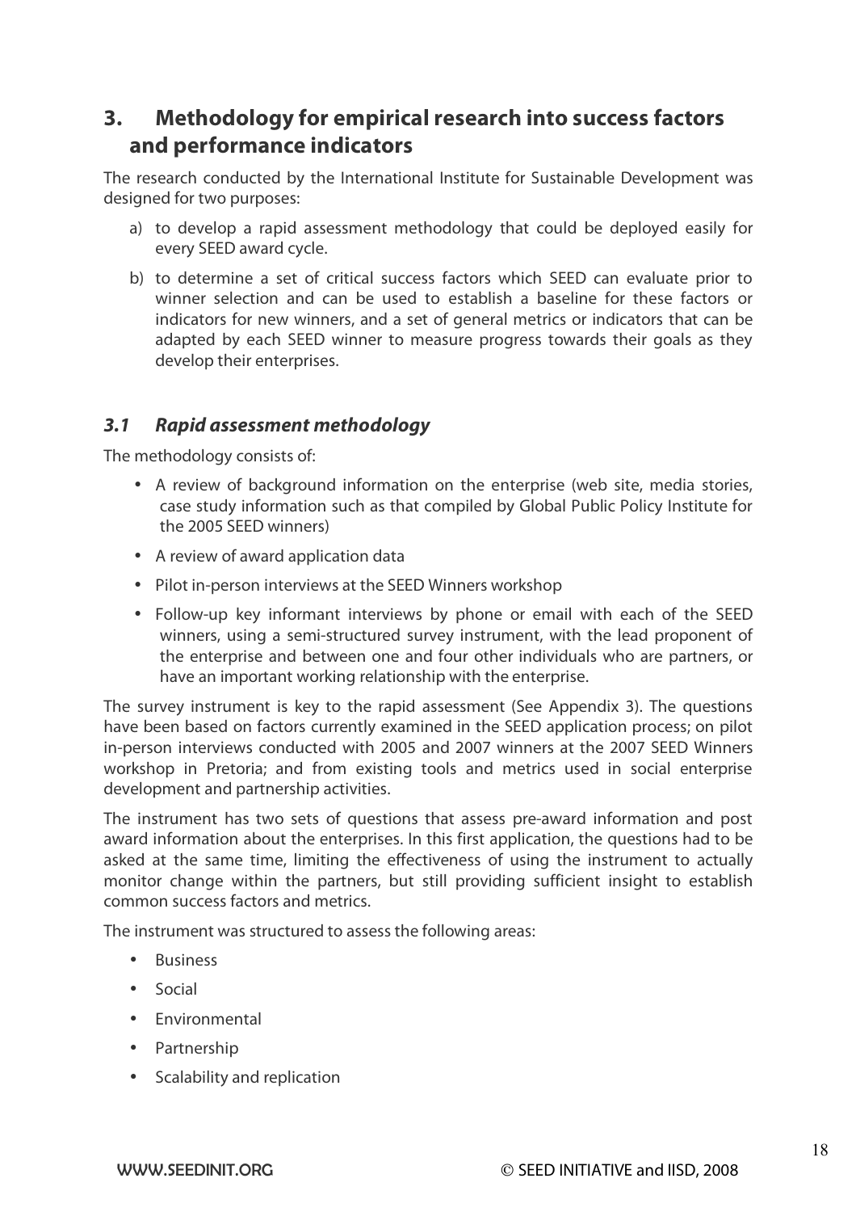## 3. Methodology for empirical research into success factors and performance indicators

The research conducted by the International Institute for Sustainable Development was designed for two purposes:

a) to develop a rapid assessment methodology that could be deployed easily for every SEED award cycle.

b) to determine a set of critical success factors which SEED can evaluate prior to winner selection and can be used to establish a baseline for these factors or indicators for new winners, and a set of general metrics or indicators that can be adapted by each SEED winner to measure progress towards their goals as they develop their enterprises.

### *3.1 Rapid assessment methodology*

The methodology consists of:

- A review of background information on the enterprise (web site, media stories, case study information such as that compiled by Global Public Policy Institute for the 2005 SEED winners)
- A review of award application data
- Pilot in-person interviews at the SEED Winners workshop
- Follow-up key informant interviews by phone or email with each of the SEED winners, using a semi-structured survey instrument, with the lead proponent of the enterprise and between one and four other individuals who are partners, or have an important working relationship with the enterprise.

The survey instrument is key to the rapid assessment (See Appendix 3). The questions have been based on factors currently examined in the SEED application process; on pilot in-person interviews conducted with 2005 and 2007 winners at the 2007 SEED Winners workshop in Pretoria; and from existing tools and metrics used in social enterprise development and partnership activities.

The instrument has two sets of questions that assess pre-award information and post award information about the enterprises. In this first application, the questions had to be asked at the same time, limiting the effectiveness of using the instrument to actually monitor change within the partners, but still providing sufficient insight to establish common success factors and metrics.

The instrument was structured to assess the following areas:

- Business
- Social
- Environmental
- Partnership
- Scalability and replication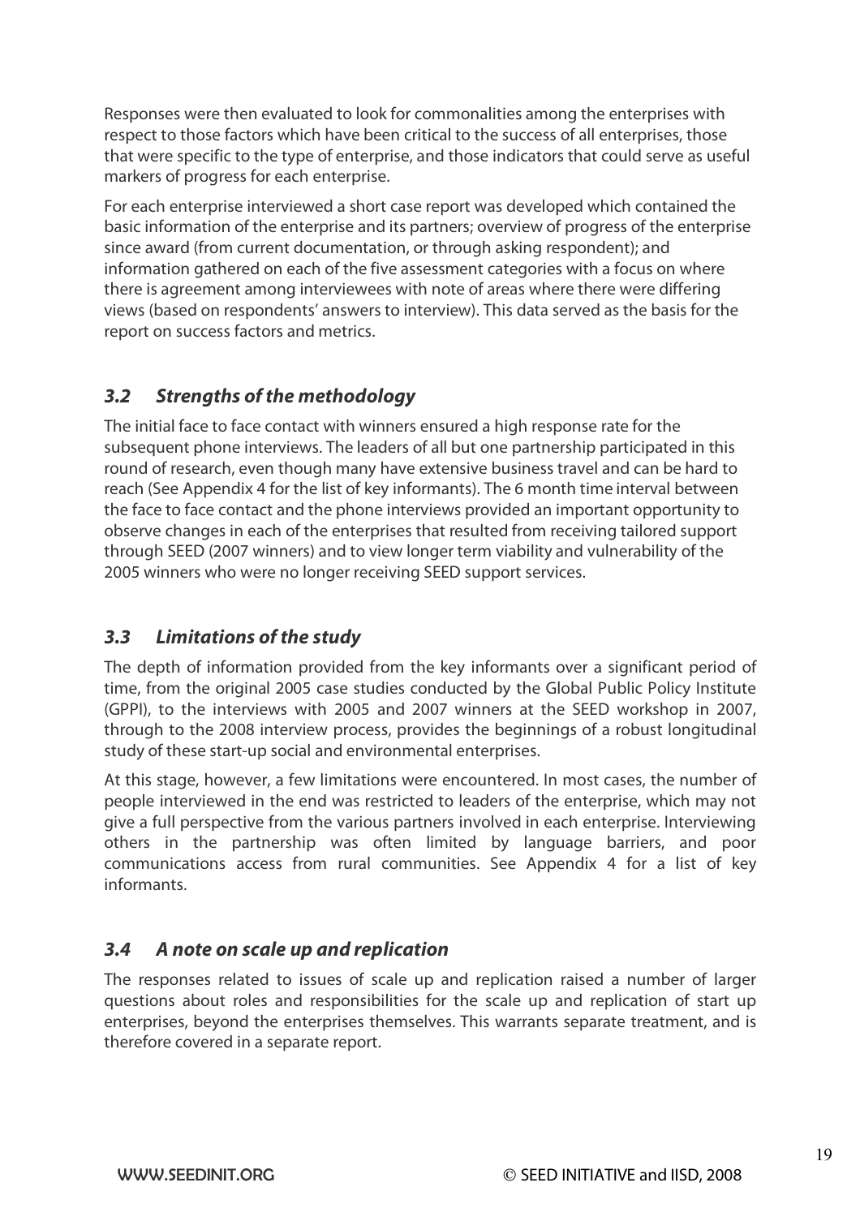Responses were then evaluated to look for commonalities among the enterprises with respect to those factors which have been critical to the success of all enterprises, those that were specific to the type of enterprise, and those indicators that could serve as useful markers of progress for each enterprise.

For each enterprise interviewed a short case report was developed which contained the basic information of the enterprise and its partners; overview of progress of the enterprise since award (from current documentation, or through asking respondent); and information gathered on each of the five assessment categories with a focus on where there is agreement among interviewees with note of areas where there were differing views (based on respondents' answers to interview). This data served as the basis for the report on success factors and metrics.

### *3.2 Strengths of the methodology*

The initial face to face contact with winners ensured a high response rate for the subsequent phone interviews. The leaders of all but one partnership participated in this round of research, even though many have extensive business travel and can be hard to reach (See Appendix 4 for the list of key informants). The 6 month time interval between the face to face contact and the phone interviews provided an important opportunity to observe changes in each of the enterprises that resulted from receiving tailored support through SEED (2007 winners) and to view longer term viability and vulnerability of the 2005 winners who were no longer receiving SEED support services.

### *3.3 Limitations of the study*

The depth of information provided from the key informants over a significant period of time, from the original 2005 case studies conducted by the Global Public Policy Institute (GPPI), to the interviews with 2005 and 2007 winners at the SEED workshop in 2007, through to the 2008 interview process, provides the beginnings of a robust longitudinal study of these start-up social and environmental enterprises.

At this stage, however, a few limitations were encountered. In most cases, the number of people interviewed in the end was restricted to leaders of the enterprise, which may not give a full perspective from the various partners involved in each enterprise. Interviewing others in the partnership was often limited by language barriers, and poor communications access from rural communities. See Appendix 4 for a list of key informants.

### *3.4 A note on scale up and replication*

The responses related to issues of scale up and replication raised a number of larger questions about roles and responsibilities for the scale up and replication of start up enterprises, beyond the enterprises themselves. This warrants separate treatment, and is therefore covered in a separate report.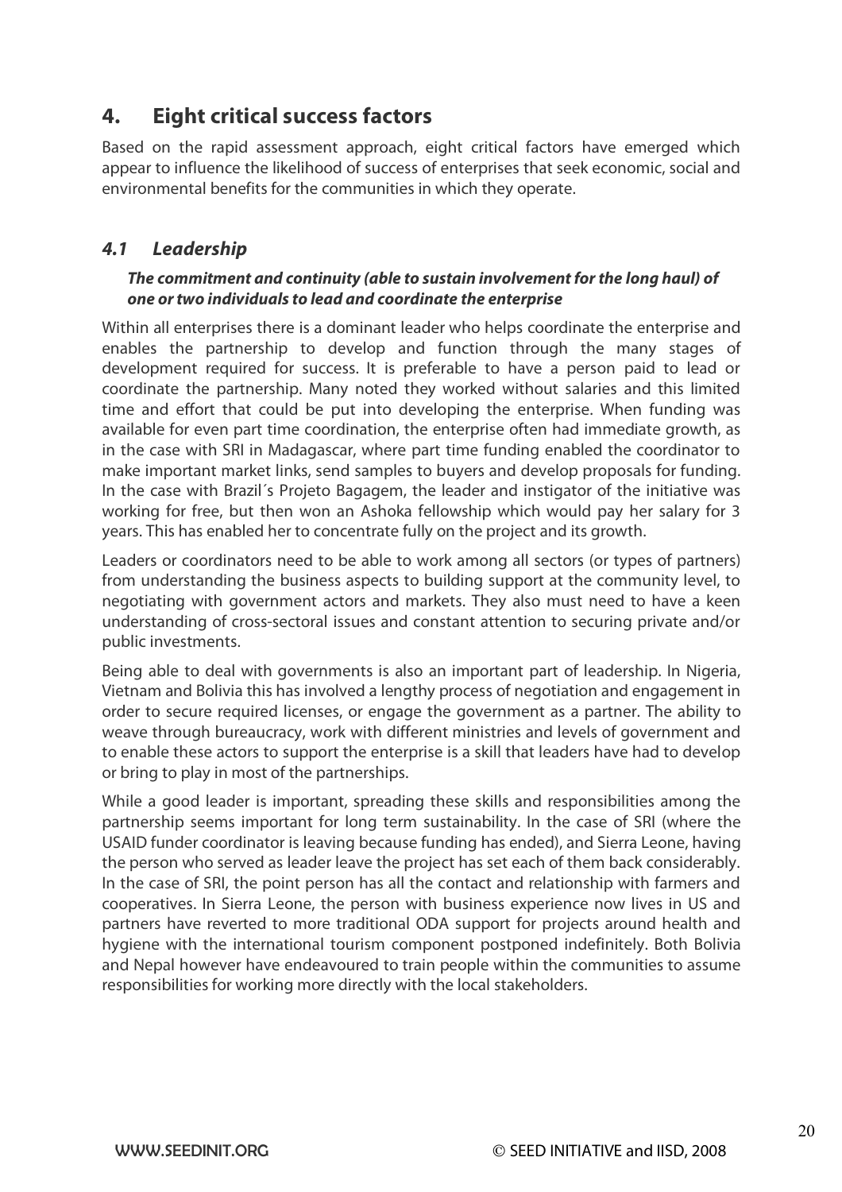## 4. Eight critical success factors

Based on the rapid assessment approach, eight critical factors have emerged which appear to influence the likelihood of success of enterprises that seek economic, social and environmental benefits for the communities in which they operate.

### *4.1 Leadership*

***The commitment and continuity (able to sustain involvement for the long haul) of one or two individuals to lead and coordinate the enterprise***

Within all enterprises there is a dominant leader who helps coordinate the enterprise and enables the partnership to develop and function through the many stages of development required for success. It is preferable to have a person paid to lead or coordinate the partnership. Many noted they worked without salaries and this limited time and effort that could be put into developing the enterprise. When funding was available for even part time coordination, the enterprise often had immediate growth, as in the case with SRI in Madagascar, where part time funding enabled the coordinator to make important market links, send samples to buyers and develop proposals for funding. In the case with Brazil´s Projeto Bagagem, the leader and instigator of the initiative was working for free, but then won an Ashoka fellowship which would pay her salary for 3 years. This has enabled her to concentrate fully on the project and its growth.

Leaders or coordinators need to be able to work among all sectors (or types of partners) from understanding the business aspects to building support at the community level, to negotiating with government actors and markets. They also must need to have a keen understanding of cross-sectoral issues and constant attention to securing private and/or public investments.

Being able to deal with governments is also an important part of leadership. In Nigeria, Vietnam and Bolivia this has involved a lengthy process of negotiation and engagement in order to secure required licenses, or engage the government as a partner. The ability to weave through bureaucracy, work with different ministries and levels of government and to enable these actors to support the enterprise is a skill that leaders have had to develop or bring to play in most of the partnerships.

While a good leader is important, spreading these skills and responsibilities among the partnership seems important for long term sustainability. In the case of SRI (where the USAID funder coordinator is leaving because funding has ended), and Sierra Leone, having the person who served as leader leave the project has set each of them back considerably. In the case of SRI, the point person has all the contact and relationship with farmers and cooperatives. In Sierra Leone, the person with business experience now lives in US and partners have reverted to more traditional ODA support for projects around health and hygiene with the international tourism component postponed indefinitely. Both Bolivia and Nepal however have endeavoured to train people within the communities to assume responsibilities for working more directly with the local stakeholders.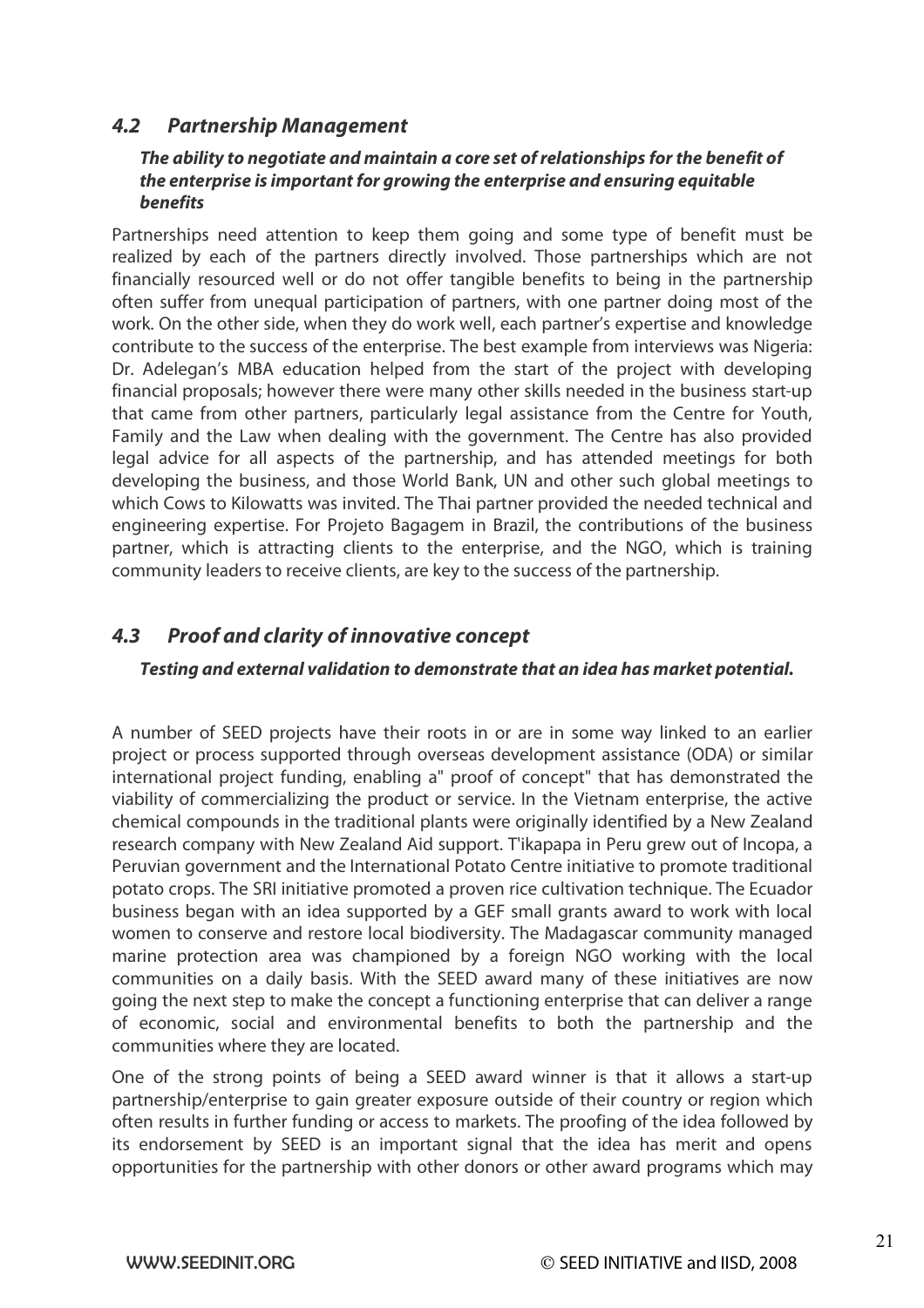## *4.2 Partnership Management*

***The ability to negotiate and maintain a core set of relationships for the benefit of the enterprise is important for growing the enterprise and ensuring equitable benefits***

Partnerships need attention to keep them going and some type of benefit must be realized by each of the partners directly involved. Those partnerships which are not financially resourced well or do not offer tangible benefits to being in the partnership often suffer from unequal participation of partners, with one partner doing most of the work. On the other side, when they do work well, each partner's expertise and knowledge contribute to the success of the enterprise. The best example from interviews was Nigeria: Dr. Adelegan's MBA education helped from the start of the project with developing financial proposals; however there were many other skills needed in the business start-up that came from other partners, particularly legal assistance from the Centre for Youth, Family and the Law when dealing with the government. The Centre has also provided legal advice for all aspects of the partnership, and has attended meetings for both developing the business, and those World Bank, UN and other such global meetings to which Cows to Kilowatts was invited. The Thai partner provided the needed technical and engineering expertise. For Projeto Bagagem in Brazil, the contributions of the business partner, which is attracting clients to the enterprise, and the NGO, which is training community leaders to receive clients, are key to the success of the partnership.

## *4.3 Proof and clarity of innovative concept*

***Testing and external validation to demonstrate that an idea has market potential.***

A number of SEED projects have their roots in or are in some way linked to an earlier project or process supported through overseas development assistance (ODA) or similar international project funding, enabling a" proof of concept" that has demonstrated the viability of commercializing the product or service. In the Vietnam enterprise, the active chemical compounds in the traditional plants were originally identified by a New Zealand research company with New Zealand Aid support. T'ikapapa in Peru grew out of Incopa, a Peruvian government and the International Potato Centre initiative to promote traditional potato crops. The SRI initiative promoted a proven rice cultivation technique. The Ecuador business began with an idea supported by a GEF small grants award to work with local women to conserve and restore local biodiversity. The Madagascar community managed marine protection area was championed by a foreign NGO working with the local communities on a daily basis. With the SEED award many of these initiatives are now going the next step to make the concept a functioning enterprise that can deliver a range of economic, social and environmental benefits to both the partnership and the communities where they are located.

One of the strong points of being a SEED award winner is that it allows a start-up partnership/enterprise to gain greater exposure outside of their country or region which often results in further funding or access to markets. The proofing of the idea followed by its endorsement by SEED is an important signal that the idea has merit and opens opportunities for the partnership with other donors or other award programs which may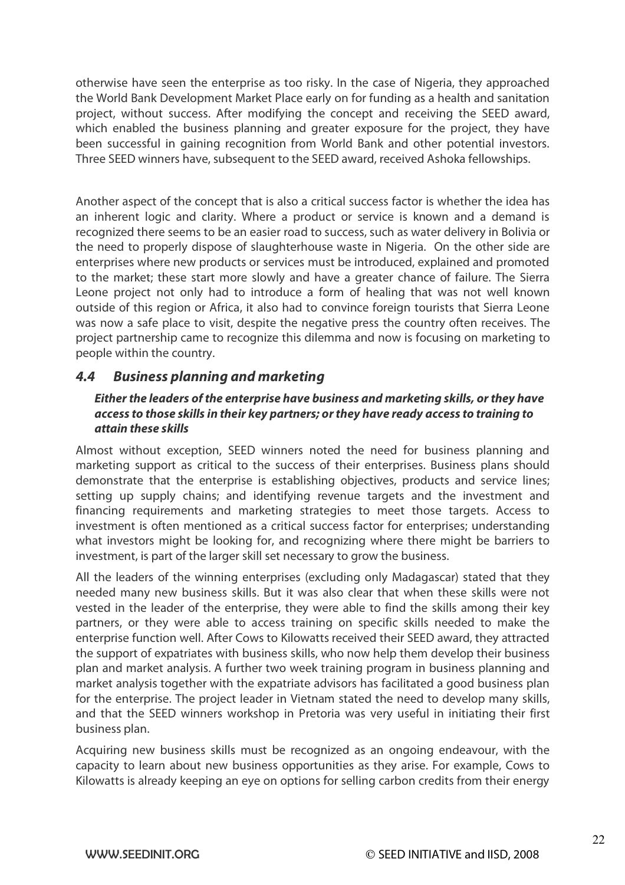otherwise have seen the enterprise as too risky. In the case of Nigeria, they approached the World Bank Development Market Place early on for funding as a health and sanitation project, without success. After modifying the concept and receiving the SEED award, which enabled the business planning and greater exposure for the project, they have been successful in gaining recognition from World Bank and other potential investors. Three SEED winners have, subsequent to the SEED award, received Ashoka fellowships.

Another aspect of the concept that is also a critical success factor is whether the idea has an inherent logic and clarity. Where a product or service is known and a demand is recognized there seems to be an easier road to success, such as water delivery in Bolivia or the need to properly dispose of slaughterhouse waste in Nigeria. On the other side are enterprises where new products or services must be introduced, explained and promoted to the market; these start more slowly and have a greater chance of failure. The Sierra Leone project not only had to introduce a form of healing that was not well known outside of this region or Africa, it also had to convince foreign tourists that Sierra Leone was now a safe place to visit, despite the negative press the country often receives. The project partnership came to recognize this dilemma and now is focusing on marketing to people within the country.

## *4.4 Business planning and marketing*

***Either the leaders of the enterprise have business and marketing skills, or they have access to those skills in their key partners; or they have ready access to training to attain these skills***

Almost without exception, SEED winners noted the need for business planning and marketing support as critical to the success of their enterprises. Business plans should demonstrate that the enterprise is establishing objectives, products and service lines; setting up supply chains; and identifying revenue targets and the investment and financing requirements and marketing strategies to meet those targets. Access to investment is often mentioned as a critical success factor for enterprises; understanding what investors might be looking for, and recognizing where there might be barriers to investment, is part of the larger skill set necessary to grow the business.

All the leaders of the winning enterprises (excluding only Madagascar) stated that they needed many new business skills. But it was also clear that when these skills were not vested in the leader of the enterprise, they were able to find the skills among their key partners, or they were able to access training on specific skills needed to make the enterprise function well. After Cows to Kilowatts received their SEED award, they attracted the support of expatriates with business skills, who now help them develop their business plan and market analysis. A further two week training program in business planning and market analysis together with the expatriate advisors has facilitated a good business plan for the enterprise. The project leader in Vietnam stated the need to develop many skills, and that the SEED winners workshop in Pretoria was very useful in initiating their first business plan.

Acquiring new business skills must be recognized as an ongoing endeavour, with the capacity to learn about new business opportunities as they arise. For example, Cows to Kilowatts is already keeping an eye on options for selling carbon credits from their energy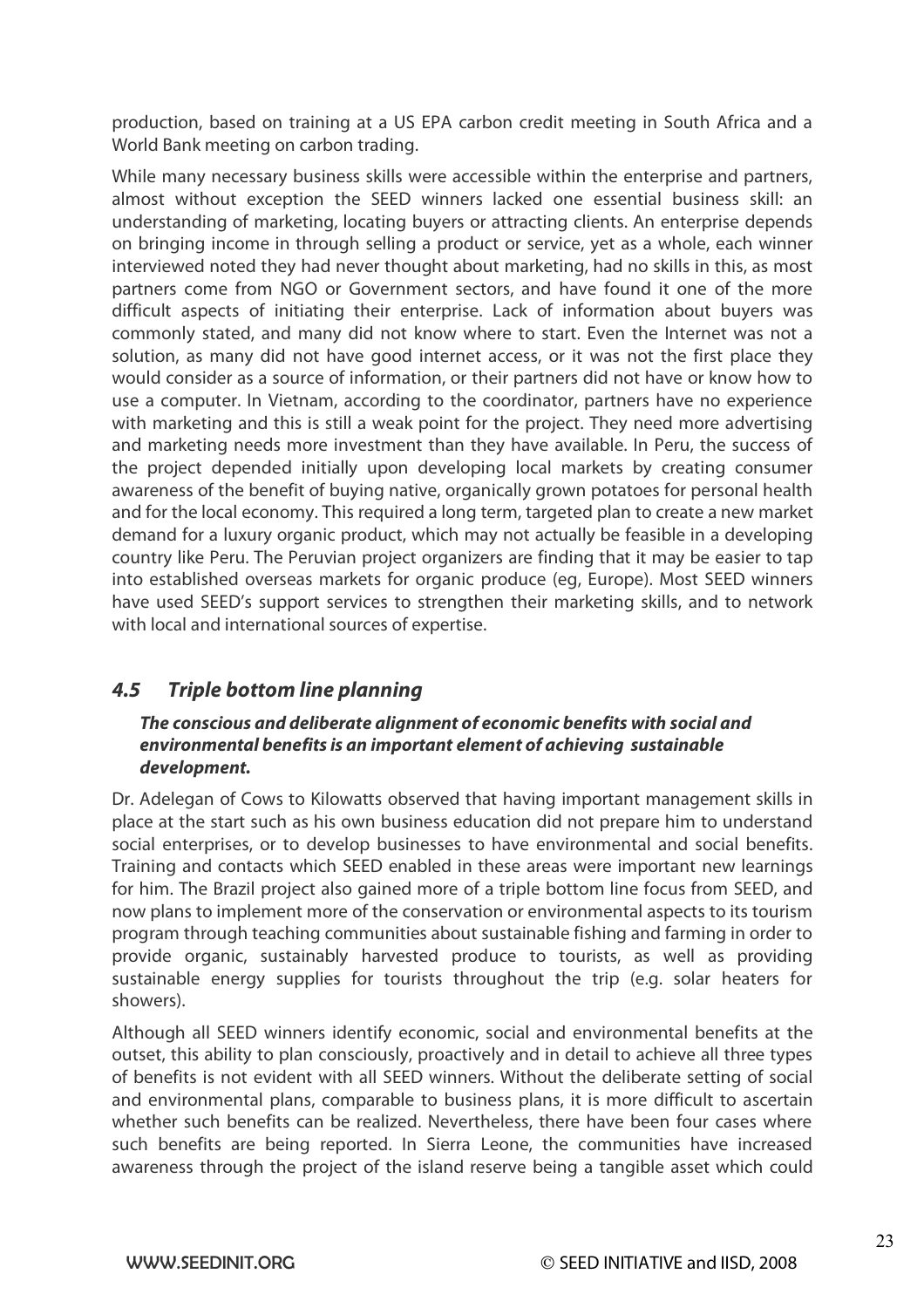production, based on training at a US EPA carbon credit meeting in South Africa and a World Bank meeting on carbon trading.

While many necessary business skills were accessible within the enterprise and partners, almost without exception the SEED winners lacked one essential business skill: an understanding of marketing, locating buyers or attracting clients. An enterprise depends on bringing income in through selling a product or service, yet as a whole, each winner interviewed noted they had never thought about marketing, had no skills in this, as most partners come from NGO or Government sectors, and have found it one of the more difficult aspects of initiating their enterprise. Lack of information about buyers was commonly stated, and many did not know where to start. Even the Internet was not a solution, as many did not have good internet access, or it was not the first place they would consider as a source of information, or their partners did not have or know how to use a computer. In Vietnam, according to the coordinator, partners have no experience with marketing and this is still a weak point for the project. They need more advertising and marketing needs more investment than they have available. In Peru, the success of the project depended initially upon developing local markets by creating consumer awareness of the benefit of buying native, organically grown potatoes for personal health and for the local economy. This required a long term, targeted plan to create a new market demand for a luxury organic product, which may not actually be feasible in a developing country like Peru. The Peruvian project organizers are finding that it may be easier to tap into established overseas markets for organic produce (eg, Europe). Most SEED winners have used SEED's support services to strengthen their marketing skills, and to network with local and international sources of expertise.

## *4.5 Triple bottom line planning*

***The conscious and deliberate alignment of economic benefits with social and environmental benefits is an important element of achieving sustainable development.***

Dr. Adelegan of Cows to Kilowatts observed that having important management skills in place at the start such as his own business education did not prepare him to understand social enterprises, or to develop businesses to have environmental and social benefits. Training and contacts which SEED enabled in these areas were important new learnings for him. The Brazil project also gained more of a triple bottom line focus from SEED, and now plans to implement more of the conservation or environmental aspects to its tourism program through teaching communities about sustainable fishing and farming in order to provide organic, sustainably harvested produce to tourists, as well as providing sustainable energy supplies for tourists throughout the trip (e.g. solar heaters for showers).

Although all SEED winners identify economic, social and environmental benefits at the outset, this ability to plan consciously, proactively and in detail to achieve all three types of benefits is not evident with all SEED winners. Without the deliberate setting of social and environmental plans, comparable to business plans, it is more difficult to ascertain whether such benefits can be realized. Nevertheless, there have been four cases where such benefits are being reported. In Sierra Leone, the communities have increased awareness through the project of the island reserve being a tangible asset which could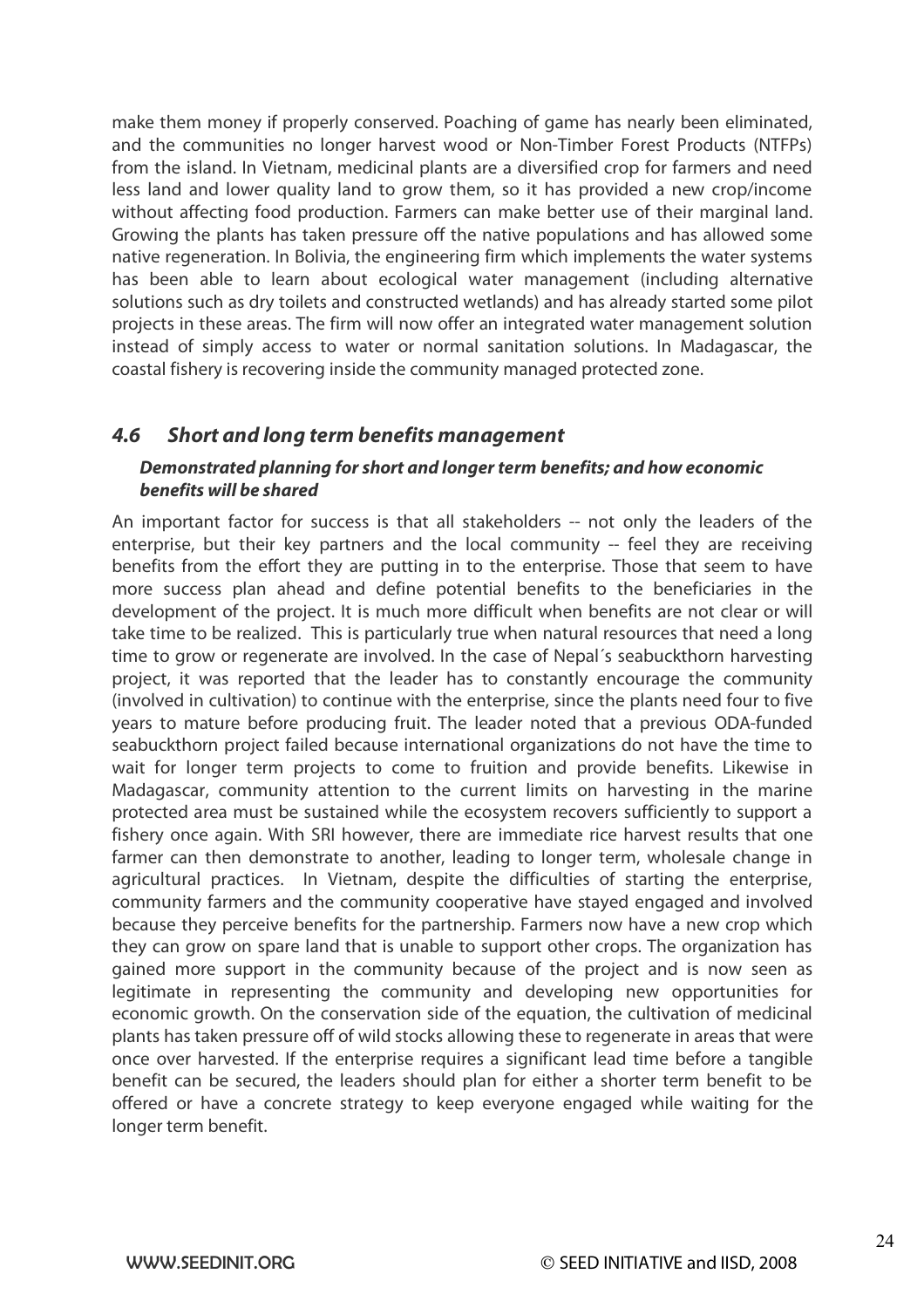make them money if properly conserved. Poaching of game has nearly been eliminated, and the communities no longer harvest wood or Non-Timber Forest Products (NTFPs) from the island. In Vietnam, medicinal plants are a diversified crop for farmers and need less land and lower quality land to grow them, so it has provided a new crop/income without affecting food production. Farmers can make better use of their marginal land. Growing the plants has taken pressure off the native populations and has allowed some native regeneration. In Bolivia, the engineering firm which implements the water systems has been able to learn about ecological water management (including alternative solutions such as dry toilets and constructed wetlands) and has already started some pilot projects in these areas. The firm will now offer an integrated water management solution instead of simply access to water or normal sanitation solutions. In Madagascar, the coastal fishery is recovering inside the community managed protected zone.

## *4.6 Short and long term benefits management*

***Demonstrated planning for short and longer term benefits; and how economic benefits will be shared***

An important factor for success is that all stakeholders -- not only the leaders of the enterprise, but their key partners and the local community -- feel they are receiving benefits from the effort they are putting in to the enterprise. Those that seem to have more success plan ahead and define potential benefits to the beneficiaries in the development of the project. It is much more difficult when benefits are not clear or will take time to be realized. This is particularly true when natural resources that need a long time to grow or regenerate are involved. In the case of Nepal´s seabuckthorn harvesting project, it was reported that the leader has to constantly encourage the community (involved in cultivation) to continue with the enterprise, since the plants need four to five years to mature before producing fruit. The leader noted that a previous ODA-funded seabuckthorn project failed because international organizations do not have the time to wait for longer term projects to come to fruition and provide benefits. Likewise in Madagascar, community attention to the current limits on harvesting in the marine protected area must be sustained while the ecosystem recovers sufficiently to support a fishery once again. With SRI however, there are immediate rice harvest results that one farmer can then demonstrate to another, leading to longer term, wholesale change in agricultural practices. In Vietnam, despite the difficulties of starting the enterprise, community farmers and the community cooperative have stayed engaged and involved because they perceive benefits for the partnership. Farmers now have a new crop which they can grow on spare land that is unable to support other crops. The organization has gained more support in the community because of the project and is now seen as legitimate in representing the community and developing new opportunities for economic growth. On the conservation side of the equation, the cultivation of medicinal plants has taken pressure off of wild stocks allowing these to regenerate in areas that were once over harvested. If the enterprise requires a significant lead time before a tangible benefit can be secured, the leaders should plan for either a shorter term benefit to be offered or have a concrete strategy to keep everyone engaged while waiting for the longer term benefit.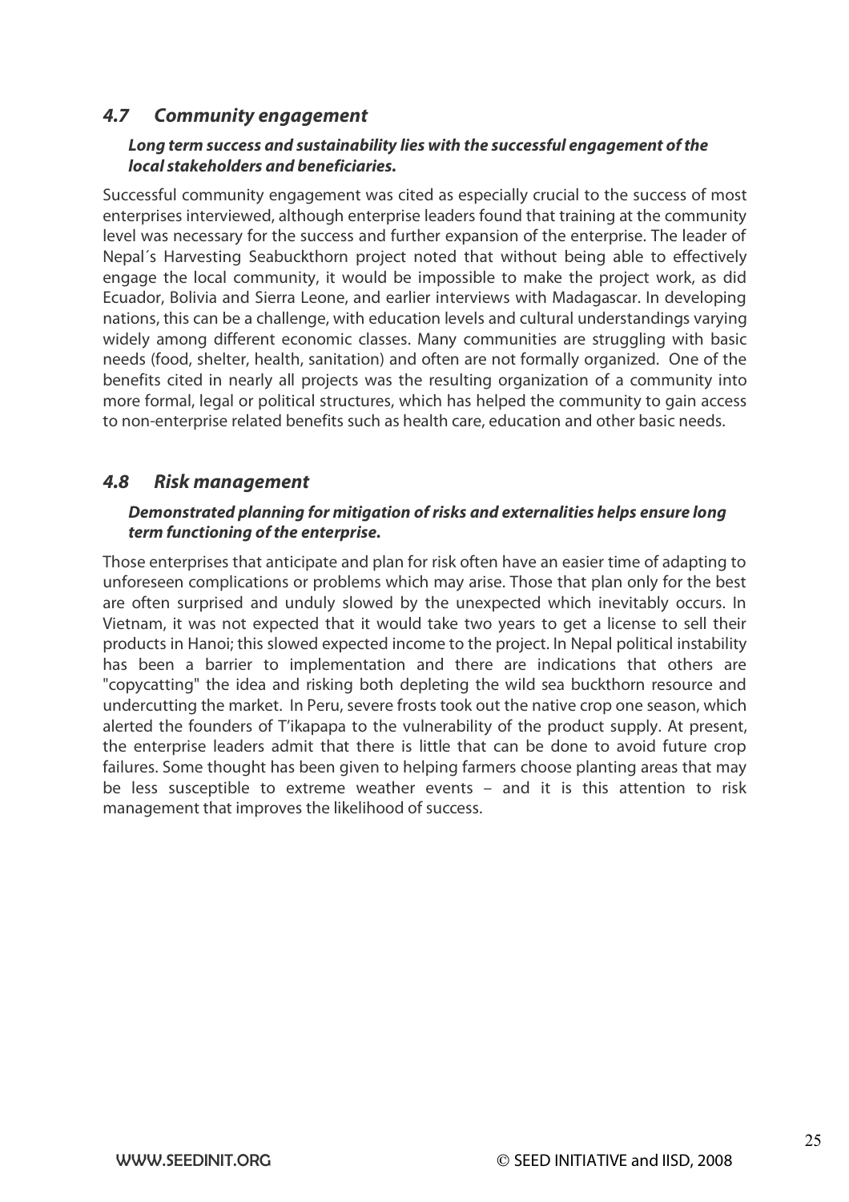## 4.7 Community engagement

***Long term success and sustainability lies with the successful engagement of the local stakeholders and beneficiaries.***

Successful community engagement was cited as especially crucial to the success of most enterprises interviewed, although enterprise leaders found that training at the community level was necessary for the success and further expansion of the enterprise. The leader of Nepal´s Harvesting Seabuckthorn project noted that without being able to effectively engage the local community, it would be impossible to make the project work, as did Ecuador, Bolivia and Sierra Leone, and earlier interviews with Madagascar. In developing nations, this can be a challenge, with education levels and cultural understandings varying widely among different economic classes. Many communities are struggling with basic needs (food, shelter, health, sanitation) and often are not formally organized. One of the benefits cited in nearly all projects was the resulting organization of a community into more formal, legal or political structures, which has helped the community to gain access to non-enterprise related benefits such as health care, education and other basic needs.

## 4.8 Risk management

***Demonstrated planning for mitigation of risks and externalities helps ensure long term functioning of the enterprise.***

Those enterprises that anticipate and plan for risk often have an easier time of adapting to unforeseen complications or problems which may arise. Those that plan only for the best are often surprised and unduly slowed by the unexpected which inevitably occurs. In Vietnam, it was not expected that it would take two years to get a license to sell their products in Hanoi; this slowed expected income to the project. In Nepal political instability has been a barrier to implementation and there are indications that others are "copycatting" the idea and risking both depleting the wild sea buckthorn resource and undercutting the market. In Peru, severe frosts took out the native crop one season, which alerted the founders of T'ikapapa to the vulnerability of the product supply. At present, the enterprise leaders admit that there is little that can be done to avoid future crop failures. Some thought has been given to helping farmers choose planting areas that may be less susceptible to extreme weather events – and it is this attention to risk management that improves the likelihood of success.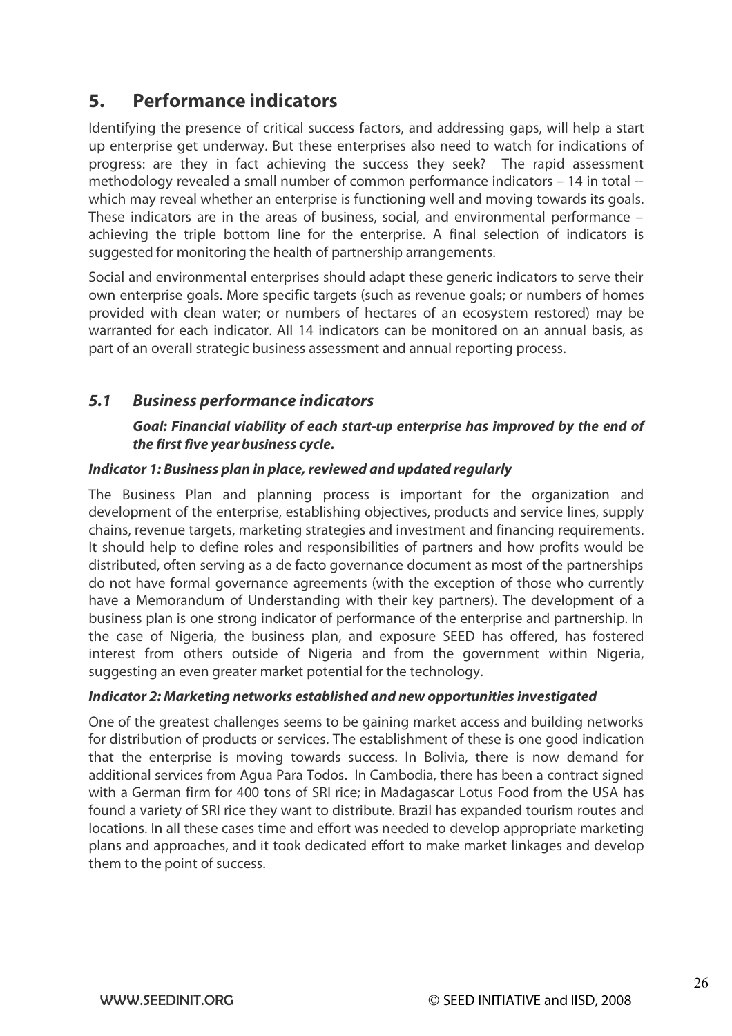## 5. Performance indicators

Identifying the presence of critical success factors, and addressing gaps, will help a start up enterprise get underway. But these enterprises also need to watch for indications of progress: are they in fact achieving the success they seek? The rapid assessment methodology revealed a small number of common performance indicators – 14 in total -- which may reveal whether an enterprise is functioning well and moving towards its goals. These indicators are in the areas of business, social, and environmental performance – achieving the triple bottom line for the enterprise. A final selection of indicators is suggested for monitoring the health of partnership arrangements.

Social and environmental enterprises should adapt these generic indicators to serve their own enterprise goals. More specific targets (such as revenue goals; or numbers of homes provided with clean water; or numbers of hectares of an ecosystem restored) may be warranted for each indicator. All 14 indicators can be monitored on an annual basis, as part of an overall strategic business assessment and annual reporting process.

### *5.1 Business performance indicators*

***Goal: Financial viability of each start-up enterprise has improved by the end of the first five year business cycle.***

***Indicator 1: Business plan in place, reviewed and updated regularly***

The Business Plan and planning process is important for the organization and development of the enterprise, establishing objectives, products and service lines, supply chains, revenue targets, marketing strategies and investment and financing requirements. It should help to define roles and responsibilities of partners and how profits would be distributed, often serving as a de facto governance document as most of the partnerships do not have formal governance agreements (with the exception of those who currently have a Memorandum of Understanding with their key partners). The development of a business plan is one strong indicator of performance of the enterprise and partnership. In the case of Nigeria, the business plan, and exposure SEED has offered, has fostered interest from others outside of Nigeria and from the government within Nigeria, suggesting an even greater market potential for the technology.

***Indicator 2: Marketing networks established and new opportunities investigated***

One of the greatest challenges seems to be gaining market access and building networks for distribution of products or services. The establishment of these is one good indication that the enterprise is moving towards success. In Bolivia, there is now demand for additional services from Agua Para Todos. In Cambodia, there has been a contract signed with a German firm for 400 tons of SRI rice; in Madagascar Lotus Food from the USA has found a variety of SRI rice they want to distribute. Brazil has expanded tourism routes and locations. In all these cases time and effort was needed to develop appropriate marketing plans and approaches, and it took dedicated effort to make market linkages and develop them to the point of success.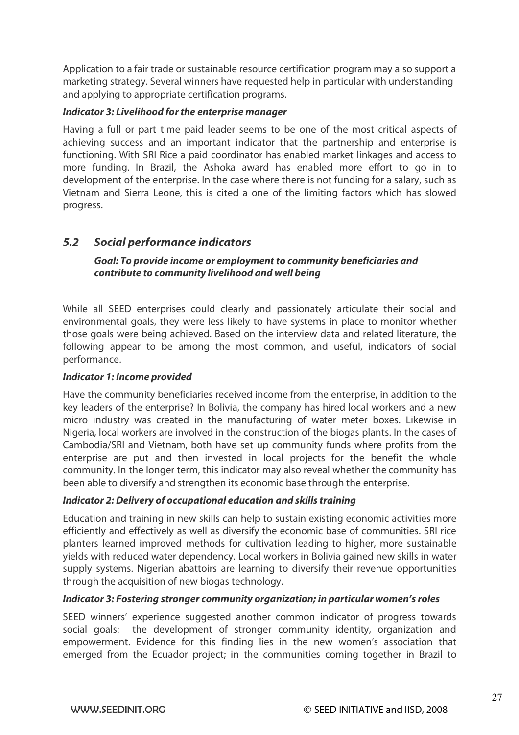Application to a fair trade or sustainable resource certification program may also support a marketing strategy. Several winners have requested help in particular with understanding and applying to appropriate certification programs.

***Indicator 3: Livelihood for the enterprise manager***

Having a full or part time paid leader seems to be one of the most critical aspects of achieving success and an important indicator that the partnership and enterprise is functioning. With SRI Rice a paid coordinator has enabled market linkages and access to more funding. In Brazil, the Ashoka award has enabled more effort to go in to development of the enterprise. In the case where there is not funding for a salary, such as Vietnam and Sierra Leone, this is cited a one of the limiting factors which has slowed progress.

## *5.2 Social performance indicators*

***Goal: To provide income or employment to community beneficiaries and contribute to community livelihood and well being***

While all SEED enterprises could clearly and passionately articulate their social and environmental goals, they were less likely to have systems in place to monitor whether those goals were being achieved. Based on the interview data and related literature, the following appear to be among the most common, and useful, indicators of social performance.

***Indicator 1: Income provided***

Have the community beneficiaries received income from the enterprise, in addition to the key leaders of the enterprise? In Bolivia, the company has hired local workers and a new micro industry was created in the manufacturing of water meter boxes. Likewise in Nigeria, local workers are involved in the construction of the biogas plants. In the cases of Cambodia/SRI and Vietnam, both have set up community funds where profits from the enterprise are put and then invested in local projects for the benefit the whole community. In the longer term, this indicator may also reveal whether the community has been able to diversify and strengthen its economic base through the enterprise.

***Indicator 2: Delivery of occupational education and skills training***

Education and training in new skills can help to sustain existing economic activities more efficiently and effectively as well as diversify the economic base of communities. SRI rice planters learned improved methods for cultivation leading to higher, more sustainable yields with reduced water dependency. Local workers in Bolivia gained new skills in water supply systems. Nigerian abattoirs are learning to diversify their revenue opportunities through the acquisition of new biogas technology.

***Indicator 3: Fostering stronger community organization; in particular women's roles***

SEED winners' experience suggested another common indicator of progress towards social goals: the development of stronger community identity, organization and empowerment. Evidence for this finding lies in the new women's association that emerged from the Ecuador project; in the communities coming together in Brazil to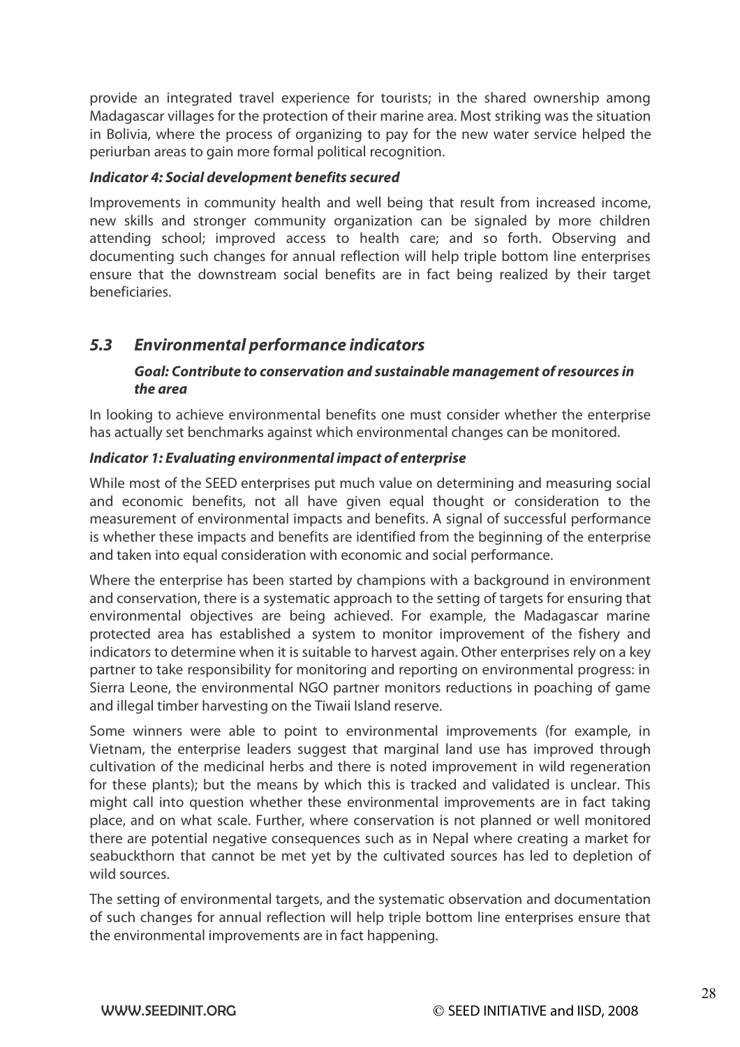provide an integrated travel experience for tourists; in the shared ownership among Madagascar villages for the protection of their marine area. Most striking was the situation in Bolivia, where the process of organizing to pay for the new water service helped the periurban areas to gain more formal political recognition.

***Indicator 4: Social development benefits secured***

Improvements in community health and well being that result from increased income, new skills and stronger community organization can be signaled by more children attending school; improved access to health care; and so forth. Observing and documenting such changes for annual reflection will help triple bottom line enterprises ensure that the downstream social benefits are in fact being realized by their target beneficiaries.

## *5.3 Environmental performance indicators*

***Goal: Contribute to conservation and sustainable management of resources in the area***

In looking to achieve environmental benefits one must consider whether the enterprise has actually set benchmarks against which environmental changes can be monitored.

***Indicator 1: Evaluating environmental impact of enterprise***

While most of the SEED enterprises put much value on determining and measuring social and economic benefits, not all have given equal thought or consideration to the measurement of environmental impacts and benefits. A signal of successful performance is whether these impacts and benefits are identified from the beginning of the enterprise and taken into equal consideration with economic and social performance.

Where the enterprise has been started by champions with a background in environment and conservation, there is a systematic approach to the setting of targets for ensuring that environmental objectives are being achieved. For example, the Madagascar marine protected area has established a system to monitor improvement of the fishery and indicators to determine when it is suitable to harvest again. Other enterprises rely on a key partner to take responsibility for monitoring and reporting on environmental progress: in Sierra Leone, the environmental NGO partner monitors reductions in poaching of game and illegal timber harvesting on the Tiwaii Island reserve.

Some winners were able to point to environmental improvements (for example, in Vietnam, the enterprise leaders suggest that marginal land use has improved through cultivation of the medicinal herbs and there is noted improvement in wild regeneration for these plants); but the means by which this is tracked and validated is unclear. This might call into question whether these environmental improvements are in fact taking place, and on what scale. Further, where conservation is not planned or well monitored there are potential negative consequences such as in Nepal where creating a market for seabuckthorn that cannot be met yet by the cultivated sources has led to depletion of wild sources.

The setting of environmental targets, and the systematic observation and documentation of such changes for annual reflection will help triple bottom line enterprises ensure that the environmental improvements are in fact happening.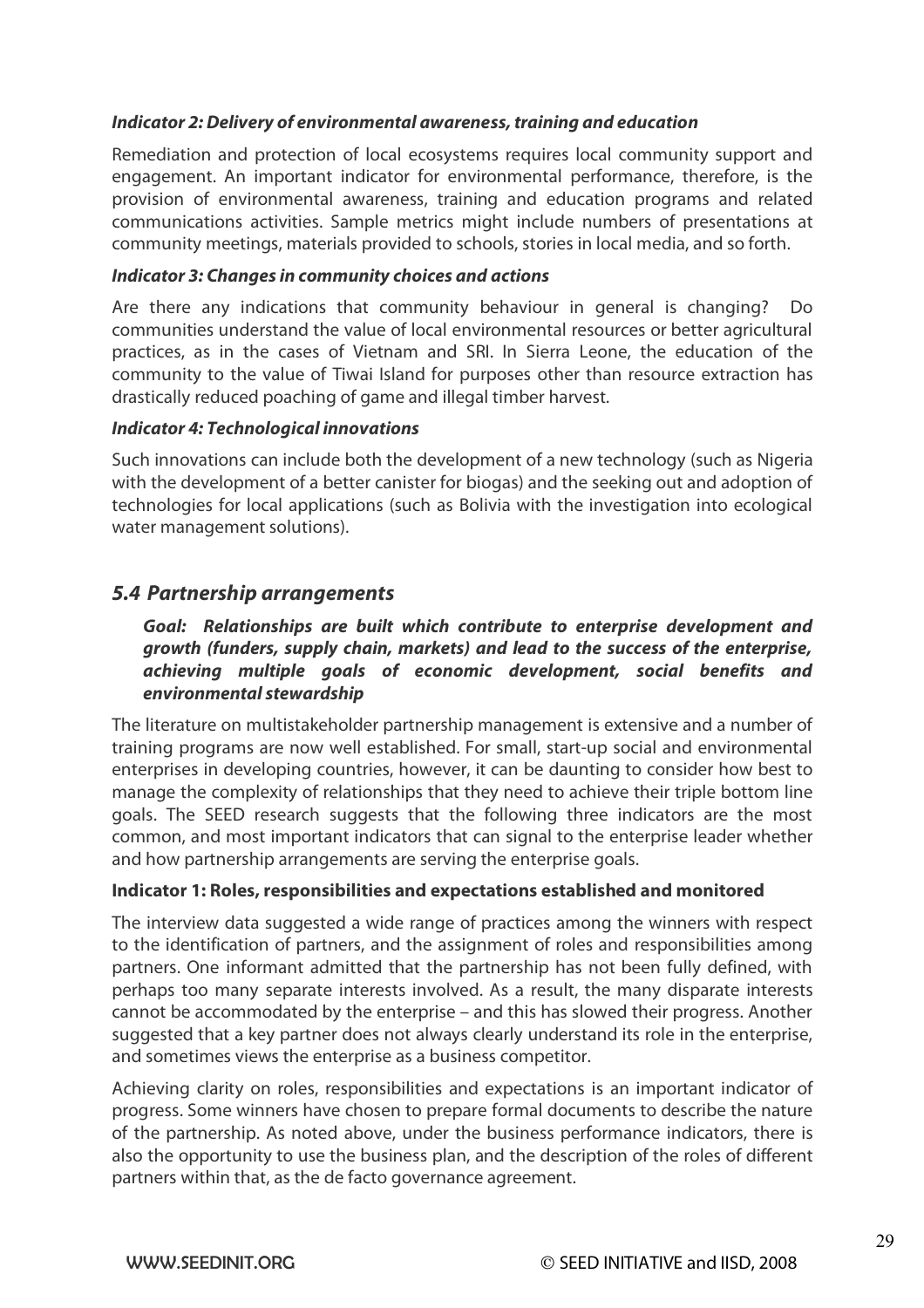***Indicator 2: Delivery of environmental awareness, training and education***

Remediation and protection of local ecosystems requires local community support and engagement. An important indicator for environmental performance, therefore, is the provision of environmental awareness, training and education programs and related communications activities. Sample metrics might include numbers of presentations at community meetings, materials provided to schools, stories in local media, and so forth.

***Indicator 3: Changes in community choices and actions***

Are there any indications that community behaviour in general is changing? Do communities understand the value of local environmental resources or better agricultural practices, as in the cases of Vietnam and SRI. In Sierra Leone, the education of the community to the value of Tiwai Island for purposes other than resource extraction has drastically reduced poaching of game and illegal timber harvest.

***Indicator 4: Technological innovations***

Such innovations can include both the development of a new technology (such as Nigeria with the development of a better canister for biogas) and the seeking out and adoption of technologies for local applications (such as Bolivia with the investigation into ecological water management solutions).

## *5.4 Partnership arrangements*

> ***Goal: Relationships are built which contribute to enterprise development and growth (funders, supply chain, markets) and lead to the success of the enterprise, achieving multiple goals of economic development, social benefits and environmental stewardship***

The literature on multistakeholder partnership management is extensive and a number of training programs are now well established. For small, start-up social and environmental enterprises in developing countries, however, it can be daunting to consider how best to manage the complexity of relationships that they need to achieve their triple bottom line goals. The SEED research suggests that the following three indicators are the most common, and most important indicators that can signal to the enterprise leader whether and how partnership arrangements are serving the enterprise goals.

**Indicator 1: Roles, responsibilities and expectations established and monitored**

The interview data suggested a wide range of practices among the winners with respect to the identification of partners, and the assignment of roles and responsibilities among partners. One informant admitted that the partnership has not been fully defined, with perhaps too many separate interests involved. As a result, the many disparate interests cannot be accommodated by the enterprise – and this has slowed their progress. Another suggested that a key partner does not always clearly understand its role in the enterprise, and sometimes views the enterprise as a business competitor.

Achieving clarity on roles, responsibilities and expectations is an important indicator of progress. Some winners have chosen to prepare formal documents to describe the nature of the partnership. As noted above, under the business performance indicators, there is also the opportunity to use the business plan, and the description of the roles of different partners within that, as the de facto governance agreement.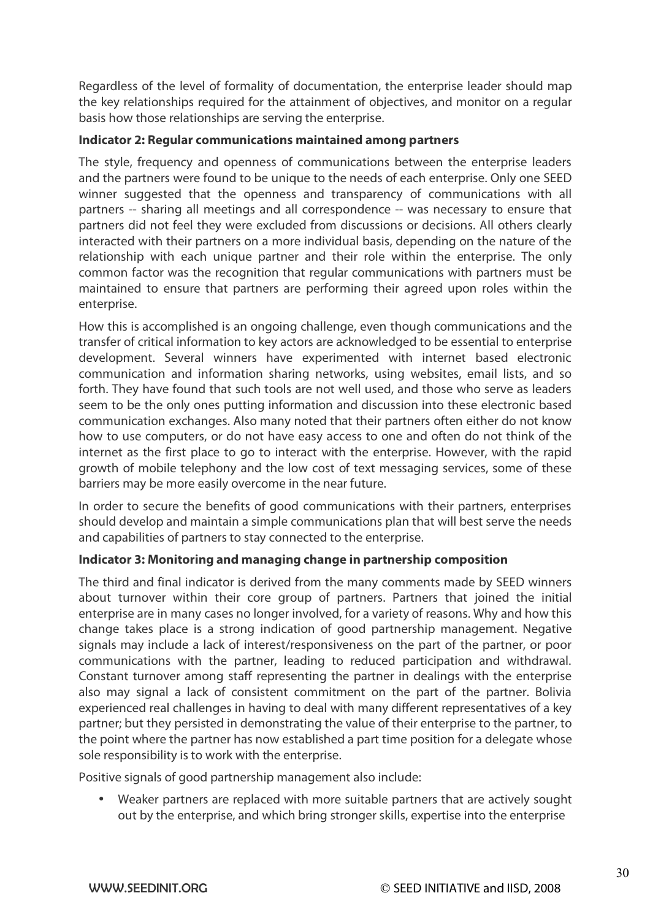Regardless of the level of formality of documentation, the enterprise leader should map the key relationships required for the attainment of objectives, and monitor on a regular basis how those relationships are serving the enterprise.

**Indicator 2: Regular communications maintained among partners**

The style, frequency and openness of communications between the enterprise leaders and the partners were found to be unique to the needs of each enterprise. Only one SEED winner suggested that the openness and transparency of communications with all partners -- sharing all meetings and all correspondence -- was necessary to ensure that partners did not feel they were excluded from discussions or decisions. All others clearly interacted with their partners on a more individual basis, depending on the nature of the relationship with each unique partner and their role within the enterprise. The only common factor was the recognition that regular communications with partners must be maintained to ensure that partners are performing their agreed upon roles within the enterprise.

How this is accomplished is an ongoing challenge, even though communications and the transfer of critical information to key actors are acknowledged to be essential to enterprise development. Several winners have experimented with internet based electronic communication and information sharing networks, using websites, email lists, and so forth. They have found that such tools are not well used, and those who serve as leaders seem to be the only ones putting information and discussion into these electronic based communication exchanges. Also many noted that their partners often either do not know how to use computers, or do not have easy access to one and often do not think of the internet as the first place to go to interact with the enterprise. However, with the rapid growth of mobile telephony and the low cost of text messaging services, some of these barriers may be more easily overcome in the near future.

In order to secure the benefits of good communications with their partners, enterprises should develop and maintain a simple communications plan that will best serve the needs and capabilities of partners to stay connected to the enterprise.

**Indicator 3: Monitoring and managing change in partnership composition**

The third and final indicator is derived from the many comments made by SEED winners about turnover within their core group of partners. Partners that joined the initial enterprise are in many cases no longer involved, for a variety of reasons. Why and how this change takes place is a strong indication of good partnership management. Negative signals may include a lack of interest/responsiveness on the part of the partner, or poor communications with the partner, leading to reduced participation and withdrawal. Constant turnover among staff representing the partner in dealings with the enterprise also may signal a lack of consistent commitment on the part of the partner. Bolivia experienced real challenges in having to deal with many different representatives of a key partner; but they persisted in demonstrating the value of their enterprise to the partner, to the point where the partner has now established a part time position for a delegate whose sole responsibility is to work with the enterprise.

Positive signals of good partnership management also include:

- Weaker partners are replaced with more suitable partners that are actively sought out by the enterprise, and which bring stronger skills, expertise into the enterprise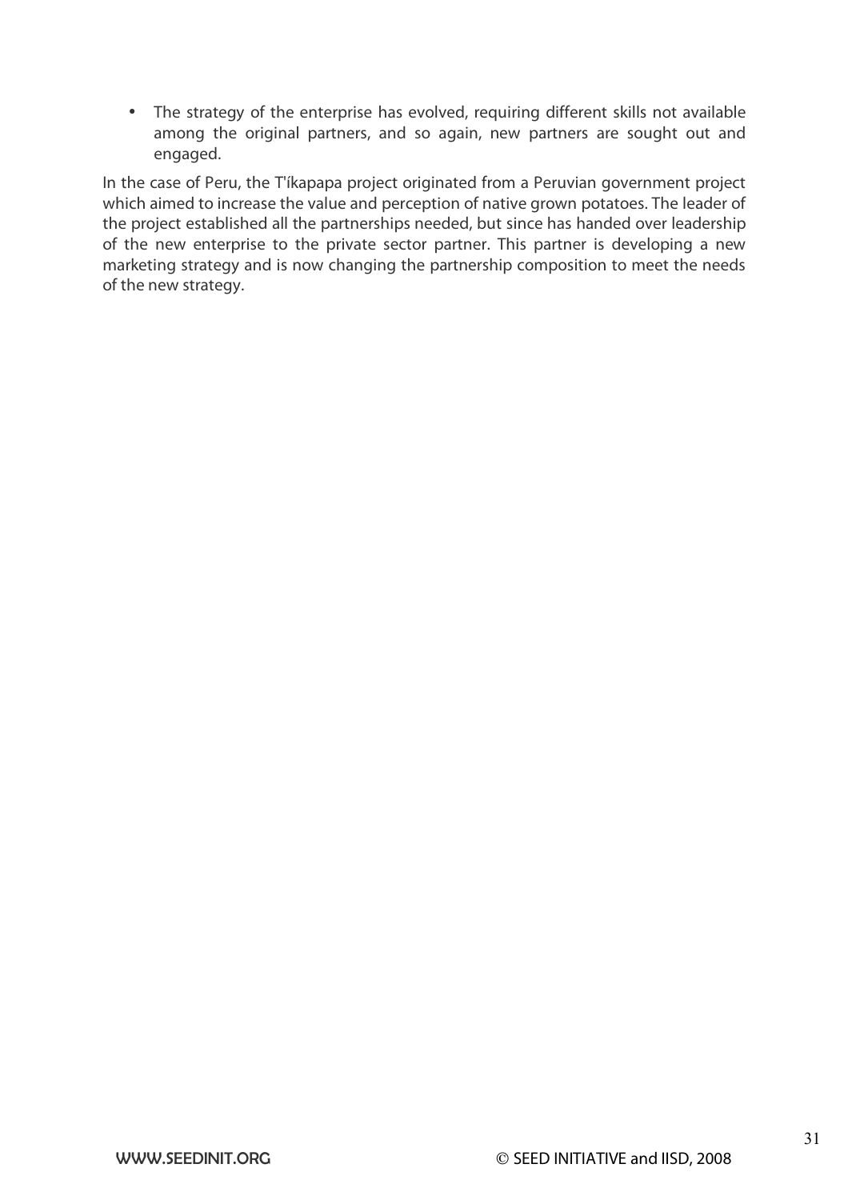- The strategy of the enterprise has evolved, requiring different skills not available among the original partners, and so again, new partners are sought out and engaged.

In the case of Peru, the T'íkapapa project originated from a Peruvian government project which aimed to increase the value and perception of native grown potatoes. The leader of the project established all the partnerships needed, but since has handed over leadership of the new enterprise to the private sector partner. This partner is developing a new marketing strategy and is now changing the partnership composition to meet the needs of the new strategy.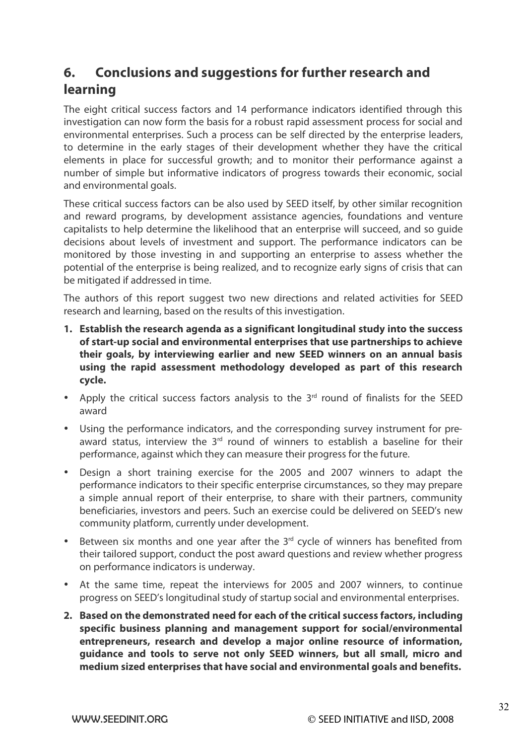## 6. Conclusions and suggestions for further research and learning

The eight critical success factors and 14 performance indicators identified through this investigation can now form the basis for a robust rapid assessment process for social and environmental enterprises. Such a process can be self directed by the enterprise leaders, to determine in the early stages of their development whether they have the critical elements in place for successful growth; and to monitor their performance against a number of simple but informative indicators of progress towards their economic, social and environmental goals.

These critical success factors can be also used by SEED itself, by other similar recognition and reward programs, by development assistance agencies, foundations and venture capitalists to help determine the likelihood that an enterprise will succeed, and so guide decisions about levels of investment and support. The performance indicators can be monitored by those investing in and supporting an enterprise to assess whether the potential of the enterprise is being realized, and to recognize early signs of crisis that can be mitigated if addressed in time.

The authors of this report suggest two new directions and related activities for SEED research and learning, based on the results of this investigation.

1. **Establish the research agenda as a significant longitudinal study into the success of start-up social and environmental enterprises that use partnerships to achieve their goals, by interviewing earlier and new SEED winners on an annual basis using the rapid assessment methodology developed as part of this research cycle.**

- Apply the critical success factors analysis to the 3rd round of finalists for the SEED award
- Using the performance indicators, and the corresponding survey instrument for pre-award status, interview the 3rd round of winners to establish a baseline for their performance, against which they can measure their progress for the future.
- Design a short training exercise for the 2005 and 2007 winners to adapt the performance indicators to their specific enterprise circumstances, so they may prepare a simple annual report of their enterprise, to share with their partners, community beneficiaries, investors and peers. Such an exercise could be delivered on SEED's new community platform, currently under development.
- Between six months and one year after the 3rd cycle of winners has benefited from their tailored support, conduct the post award questions and review whether progress on performance indicators is underway.
- At the same time, repeat the interviews for 2005 and 2007 winners, to continue progress on SEED's longitudinal study of startup social and environmental enterprises.

2. **Based on the demonstrated need for each of the critical success factors, including specific business planning and management support for social/environmental entrepreneurs, research and develop a major online resource of information, guidance and tools to serve not only SEED winners, but all small, micro and medium sized enterprises that have social and environmental goals and benefits.**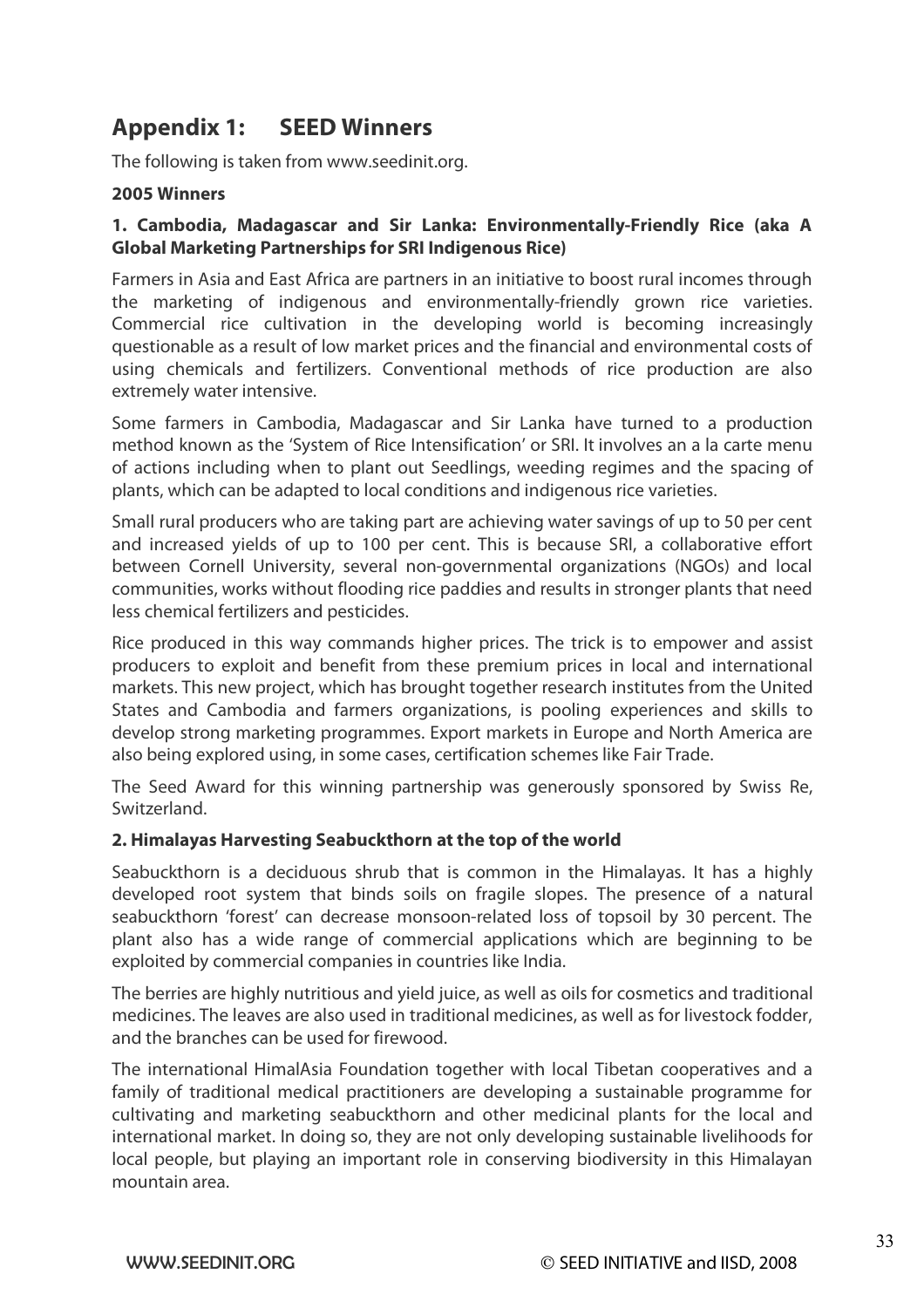## Appendix 1: SEED Winners

The following is taken from www.seedinit.org.

**2005 Winners**

**1. Cambodia, Madagascar and Sir Lanka: Environmentally-Friendly Rice (aka A Global Marketing Partnerships for SRI Indigenous Rice)**

Farmers in Asia and East Africa are partners in an initiative to boost rural incomes through the marketing of indigenous and environmentally-friendly grown rice varieties. Commercial rice cultivation in the developing world is becoming increasingly questionable as a result of low market prices and the financial and environmental costs of using chemicals and fertilizers. Conventional methods of rice production are also extremely water intensive.

Some farmers in Cambodia, Madagascar and Sir Lanka have turned to a production method known as the 'System of Rice Intensification' or SRI. It involves an a la carte menu of actions including when to plant out Seedlings, weeding regimes and the spacing of plants, which can be adapted to local conditions and indigenous rice varieties.

Small rural producers who are taking part are achieving water savings of up to 50 per cent and increased yields of up to 100 per cent. This is because SRI, a collaborative effort between Cornell University, several non-governmental organizations (NGOs) and local communities, works without flooding rice paddies and results in stronger plants that need less chemical fertilizers and pesticides.

Rice produced in this way commands higher prices. The trick is to empower and assist producers to exploit and benefit from these premium prices in local and international markets. This new project, which has brought together research institutes from the United States and Cambodia and farmers organizations, is pooling experiences and skills to develop strong marketing programmes. Export markets in Europe and North America are also being explored using, in some cases, certification schemes like Fair Trade.

The Seed Award for this winning partnership was generously sponsored by Swiss Re, Switzerland.

**2. Himalayas Harvesting Seabuckthorn at the top of the world**

Seabuckthorn is a deciduous shrub that is common in the Himalayas. It has a highly developed root system that binds soils on fragile slopes. The presence of a natural seabuckthorn 'forest' can decrease monsoon-related loss of topsoil by 30 percent. The plant also has a wide range of commercial applications which are beginning to be exploited by commercial companies in countries like India.

The berries are highly nutritious and yield juice, as well as oils for cosmetics and traditional medicines. The leaves are also used in traditional medicines, as well as for livestock fodder, and the branches can be used for firewood.

The international HimalAsia Foundation together with local Tibetan cooperatives and a family of traditional medical practitioners are developing a sustainable programme for cultivating and marketing seabuckthorn and other medicinal plants for the local and international market. In doing so, they are not only developing sustainable livelihoods for local people, but playing an important role in conserving biodiversity in this Himalayan mountain area.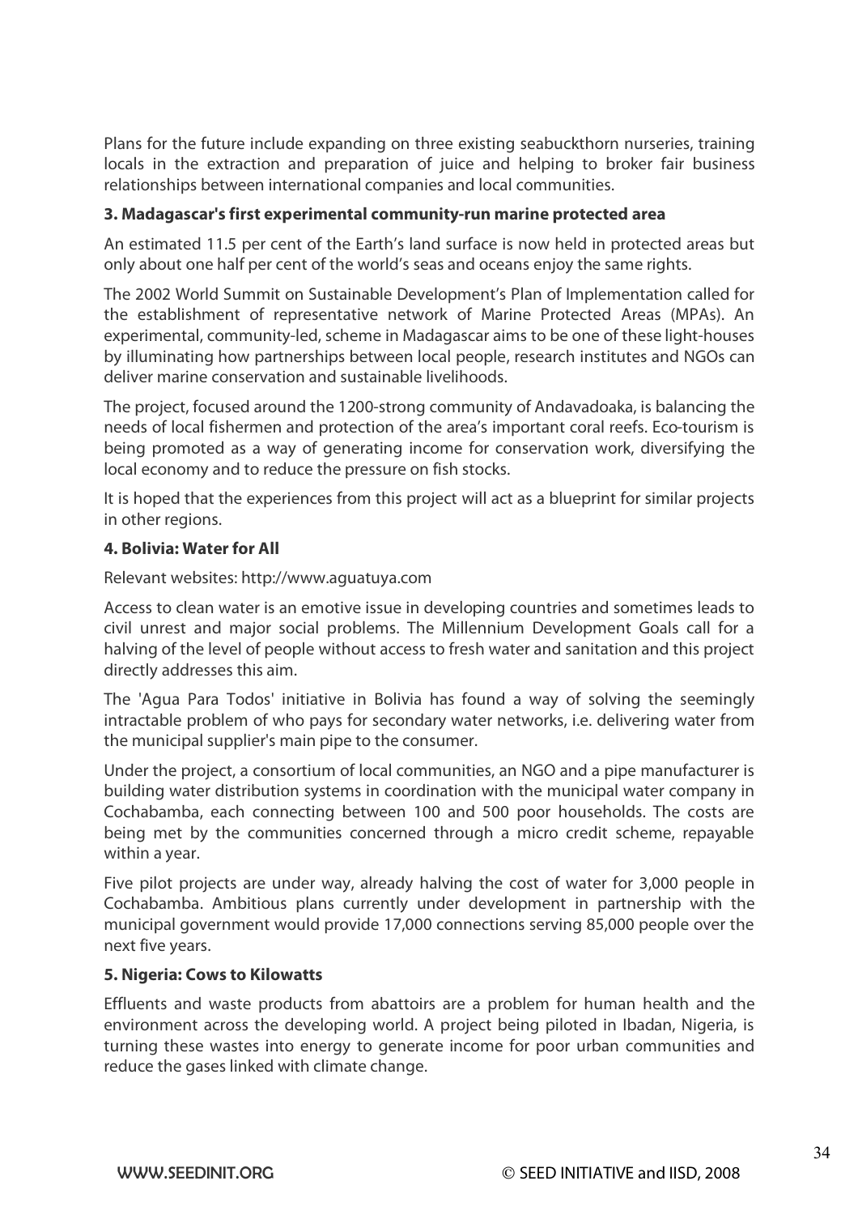Plans for the future include expanding on three existing seabuckthorn nurseries, training locals in the extraction and preparation of juice and helping to broker fair business relationships between international companies and local communities.

### 3. Madagascar's first experimental community-run marine protected area

An estimated 11.5 per cent of the Earth's land surface is now held in protected areas but only about one half per cent of the world's seas and oceans enjoy the same rights.

The 2002 World Summit on Sustainable Development's Plan of Implementation called for the establishment of representative network of Marine Protected Areas (MPAs). An experimental, community-led, scheme in Madagascar aims to be one of these light-houses by illuminating how partnerships between local people, research institutes and NGOs can deliver marine conservation and sustainable livelihoods.

The project, focused around the 1200-strong community of Andavadoaka, is balancing the needs of local fishermen and protection of the area's important coral reefs. Eco-tourism is being promoted as a way of generating income for conservation work, diversifying the local economy and to reduce the pressure on fish stocks.

It is hoped that the experiences from this project will act as a blueprint for similar projects in other regions.

### 4. Bolivia: Water for All

Relevant websites: http://www.aguatuya.com

Access to clean water is an emotive issue in developing countries and sometimes leads to civil unrest and major social problems. The Millennium Development Goals call for a halving of the level of people without access to fresh water and sanitation and this project directly addresses this aim.

The 'Agua Para Todos' initiative in Bolivia has found a way of solving the seemingly intractable problem of who pays for secondary water networks, i.e. delivering water from the municipal supplier's main pipe to the consumer.

Under the project, a consortium of local communities, an NGO and a pipe manufacturer is building water distribution systems in coordination with the municipal water company in Cochabamba, each connecting between 100 and 500 poor households. The costs are being met by the communities concerned through a micro credit scheme, repayable within a year.

Five pilot projects are under way, already halving the cost of water for 3,000 people in Cochabamba. Ambitious plans currently under development in partnership with the municipal government would provide 17,000 connections serving 85,000 people over the next five years.

### 5. Nigeria: Cows to Kilowatts

Effluents and waste products from abattoirs are a problem for human health and the environment across the developing world. A project being piloted in Ibadan, Nigeria, is turning these wastes into energy to generate income for poor urban communities and reduce the gases linked with climate change.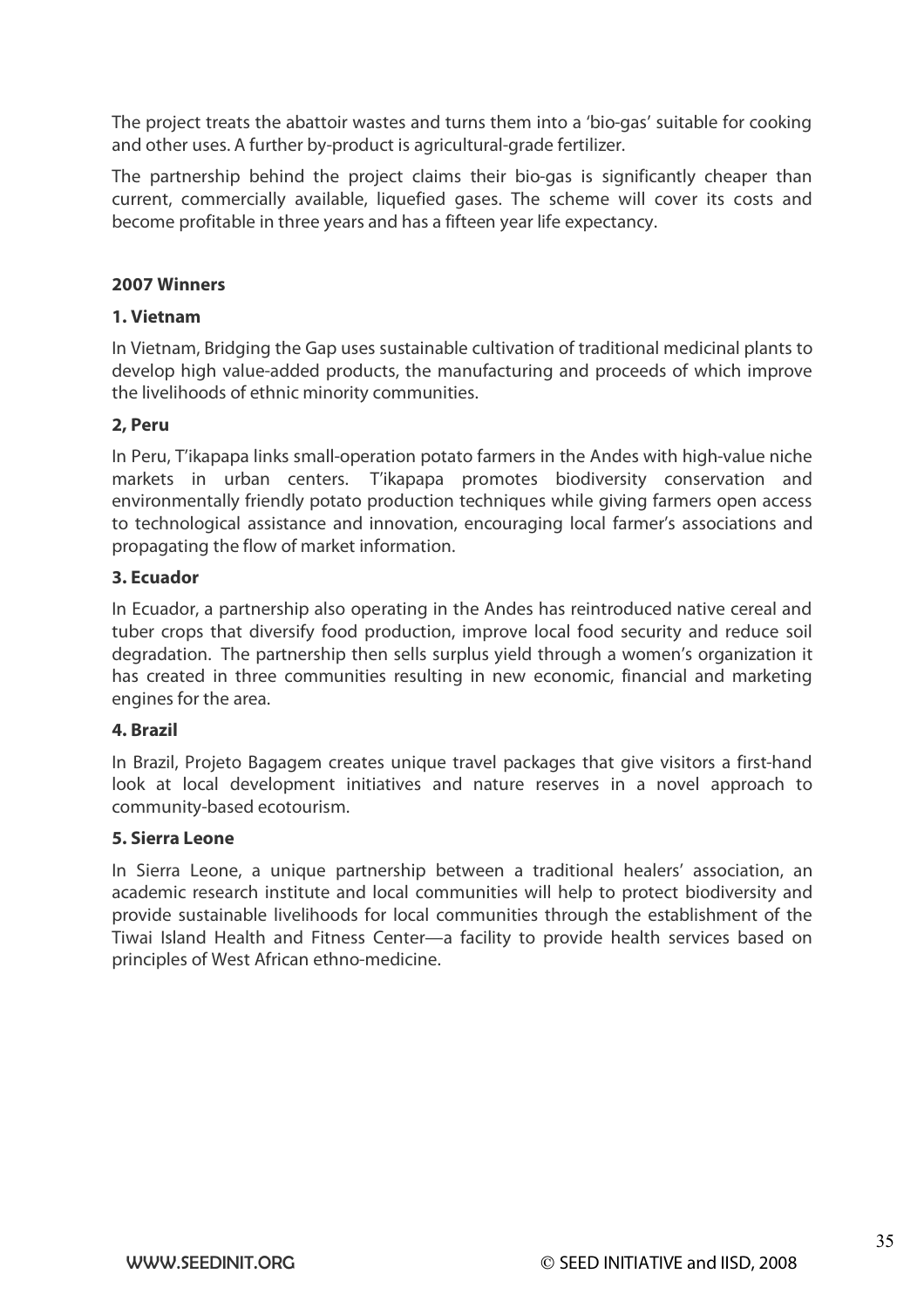The project treats the abattoir wastes and turns them into a 'bio-gas' suitable for cooking and other uses. A further by-product is agricultural-grade fertilizer.

The partnership behind the project claims their bio-gas is significantly cheaper than current, commercially available, liquefied gases. The scheme will cover its costs and become profitable in three years and has a fifteen year life expectancy.

**2007 Winners**

**1. Vietnam**

In Vietnam, Bridging the Gap uses sustainable cultivation of traditional medicinal plants to develop high value-added products, the manufacturing and proceeds of which improve the livelihoods of ethnic minority communities.

**2, Peru**

In Peru, T'ikapapa links small-operation potato farmers in the Andes with high-value niche markets in urban centers. T'ikapapa promotes biodiversity conservation and environmentally friendly potato production techniques while giving farmers open access to technological assistance and innovation, encouraging local farmer's associations and propagating the flow of market information.

**3. Ecuador**

In Ecuador, a partnership also operating in the Andes has reintroduced native cereal and tuber crops that diversify food production, improve local food security and reduce soil degradation. The partnership then sells surplus yield through a women's organization it has created in three communities resulting in new economic, financial and marketing engines for the area.

**4. Brazil**

In Brazil, Projeto Bagagem creates unique travel packages that give visitors a first-hand look at local development initiatives and nature reserves in a novel approach to community-based ecotourism.

**5. Sierra Leone**

In Sierra Leone, a unique partnership between a traditional healers' association, an academic research institute and local communities will help to protect biodiversity and provide sustainable livelihoods for local communities through the establishment of the Tiwai Island Health and Fitness Center—a facility to provide health services based on principles of West African ethno-medicine.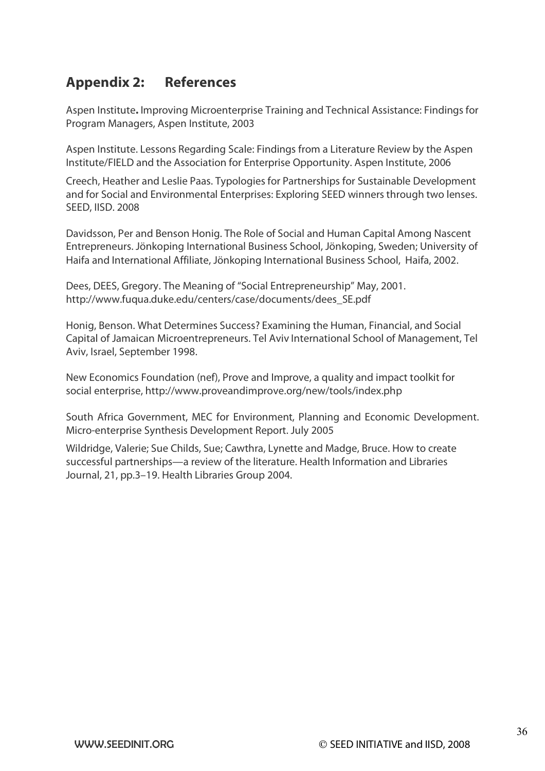## Appendix 2: References

Aspen Institute**.** Improving Microenterprise Training and Technical Assistance: Findings for Program Managers, Aspen Institute, 2003

Aspen Institute. Lessons Regarding Scale: Findings from a Literature Review by the Aspen Institute/FIELD and the Association for Enterprise Opportunity. Aspen Institute, 2006

Creech, Heather and Leslie Paas. Typologies for Partnerships for Sustainable Development and for Social and Environmental Enterprises: Exploring SEED winners through two lenses. SEED, IISD. 2008

Davidsson, Per and Benson Honig. The Role of Social and Human Capital Among Nascent Entrepreneurs. Jönkoping International Business School, Jönkoping, Sweden; University of Haifa and International Affiliate, Jönkoping International Business School, Haifa, 2002.

Dees, DEES, Gregory. The Meaning of "Social Entrepreneurship" May, 2001. http://www.fuqua.duke.edu/centers/case/documents/dees_SE.pdf

Honig, Benson. What Determines Success? Examining the Human, Financial, and Social Capital of Jamaican Microentrepreneurs. Tel Aviv International School of Management, Tel Aviv, Israel, September 1998.

New Economics Foundation (nef), Prove and Improve, a quality and impact toolkit for social enterprise, http://www.proveandimprove.org/new/tools/index.php

South Africa Government, MEC for Environment, Planning and Economic Development. Micro-enterprise Synthesis Development Report. July 2005

Wildridge, Valerie; Sue Childs, Sue; Cawthra, Lynette and Madge, Bruce. How to create successful partnerships—a review of the literature. Health Information and Libraries Journal, 21, pp.3–19. Health Libraries Group 2004.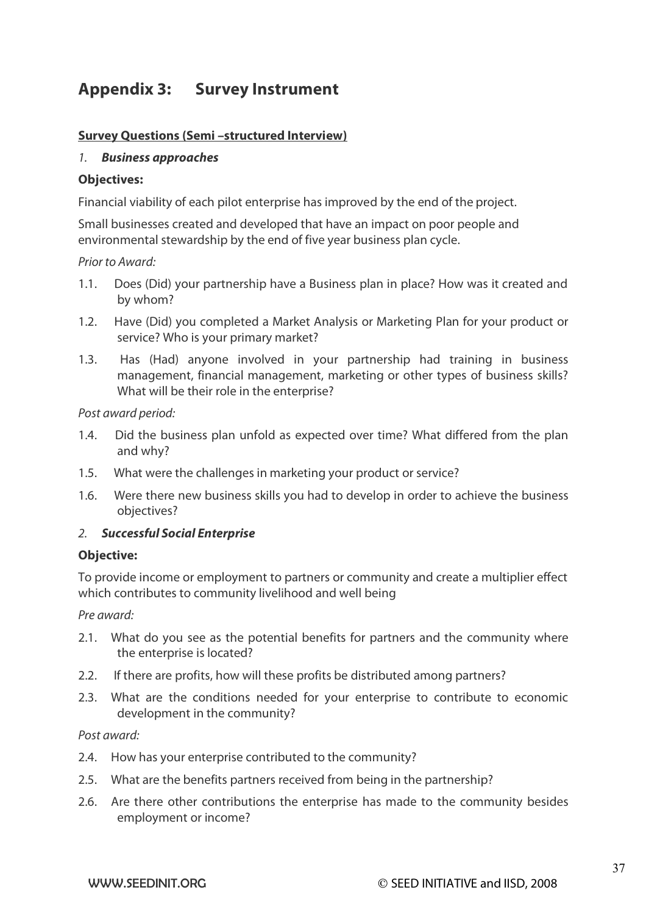## Appendix 3: Survey Instrument

**Survey Questions (Semi –structured Interview)**

*1. **Business approaches***

**Objectives:**

Financial viability of each pilot enterprise has improved by the end of the project.

Small businesses created and developed that have an impact on poor people and environmental stewardship by the end of five year business plan cycle.

*Prior to Award:*

1.1. Does (Did) your partnership have a Business plan in place? How was it created and by whom?

1.2. Have (Did) you completed a Market Analysis or Marketing Plan for your product or service? Who is your primary market?

1.3. Has (Had) anyone involved in your partnership had training in business management, financial management, marketing or other types of business skills? What will be their role in the enterprise?

*Post award period:*

1.4. Did the business plan unfold as expected over time? What differed from the plan and why?

1.5. What were the challenges in marketing your product or service?

1.6. Were there new business skills you had to develop in order to achieve the business objectives?

*2. **Successful Social Enterprise***

**Objective:**

To provide income or employment to partners or community and create a multiplier effect which contributes to community livelihood and well being

*Pre award:*

2.1. What do you see as the potential benefits for partners and the community where the enterprise is located?

2.2. If there are profits, how will these profits be distributed among partners?

2.3. What are the conditions needed for your enterprise to contribute to economic development in the community?

*Post award:*

2.4. How has your enterprise contributed to the community?

2.5. What are the benefits partners received from being in the partnership?

2.6. Are there other contributions the enterprise has made to the community besides employment or income?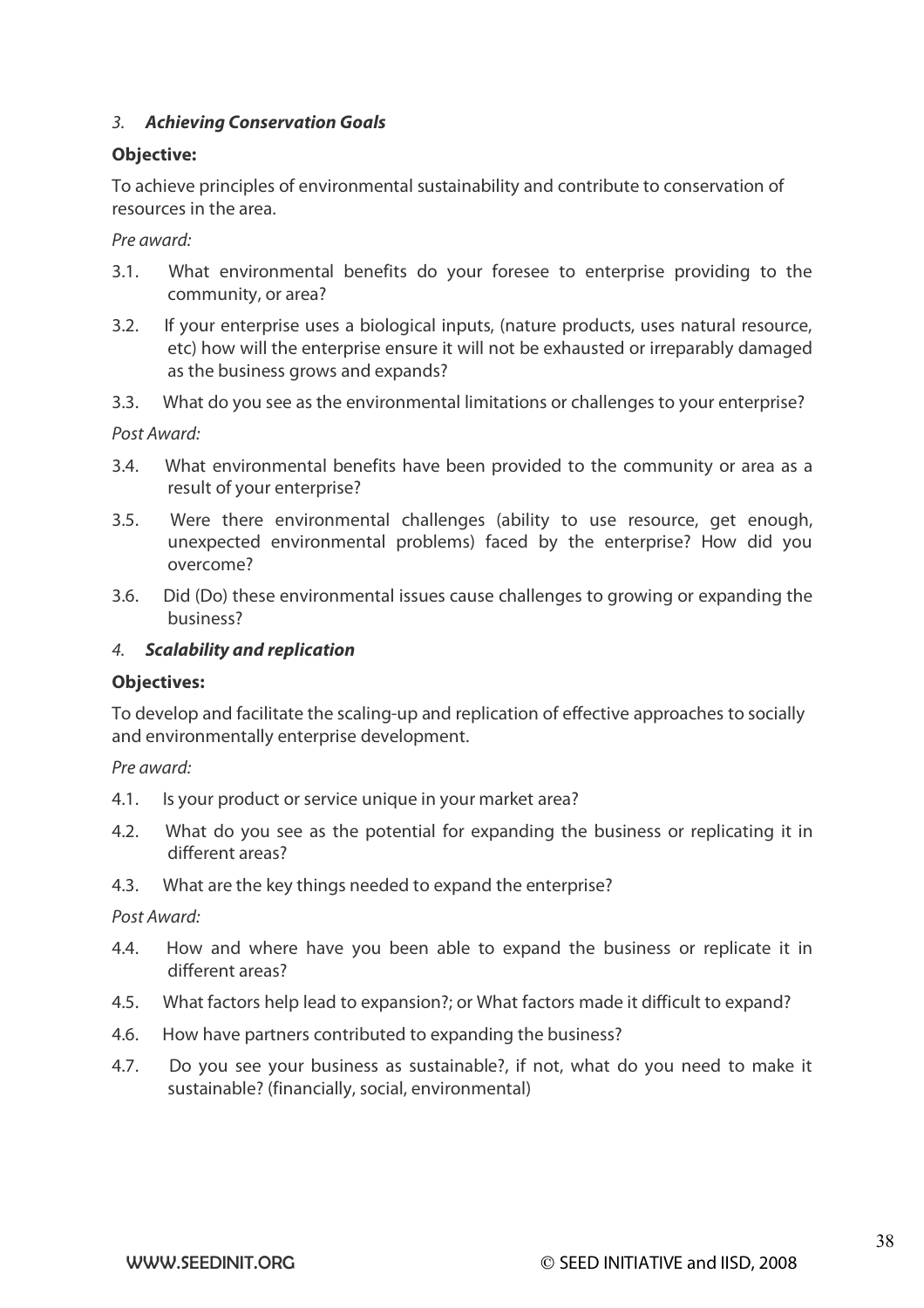### *3. Achieving Conservation Goals*

**Objective:**

To achieve principles of environmental sustainability and contribute to conservation of resources in the area.

*Pre award:*

3.1. What environmental benefits do your foresee to enterprise providing to the community, or area?

3.2. If your enterprise uses a biological inputs, (nature products, uses natural resource, etc) how will the enterprise ensure it will not be exhausted or irreparably damaged as the business grows and expands?

3.3. What do you see as the environmental limitations or challenges to your enterprise?

*Post Award:*

3.4. What environmental benefits have been provided to the community or area as a result of your enterprise?

3.5. Were there environmental challenges (ability to use resource, get enough, unexpected environmental problems) faced by the enterprise? How did you overcome?

3.6. Did (Do) these environmental issues cause challenges to growing or expanding the business?

### *4. Scalability and replication*

**Objectives:**

To develop and facilitate the scaling-up and replication of effective approaches to socially and environmentally enterprise development.

*Pre award:*

4.1. Is your product or service unique in your market area?

4.2. What do you see as the potential for expanding the business or replicating it in different areas?

4.3. What are the key things needed to expand the enterprise?

*Post Award:*

4.4. How and where have you been able to expand the business or replicate it in different areas?

4.5. What factors help lead to expansion?; or What factors made it difficult to expand?

4.6. How have partners contributed to expanding the business?

4.7. Do you see your business as sustainable?, if not, what do you need to make it sustainable? (financially, social, environmental)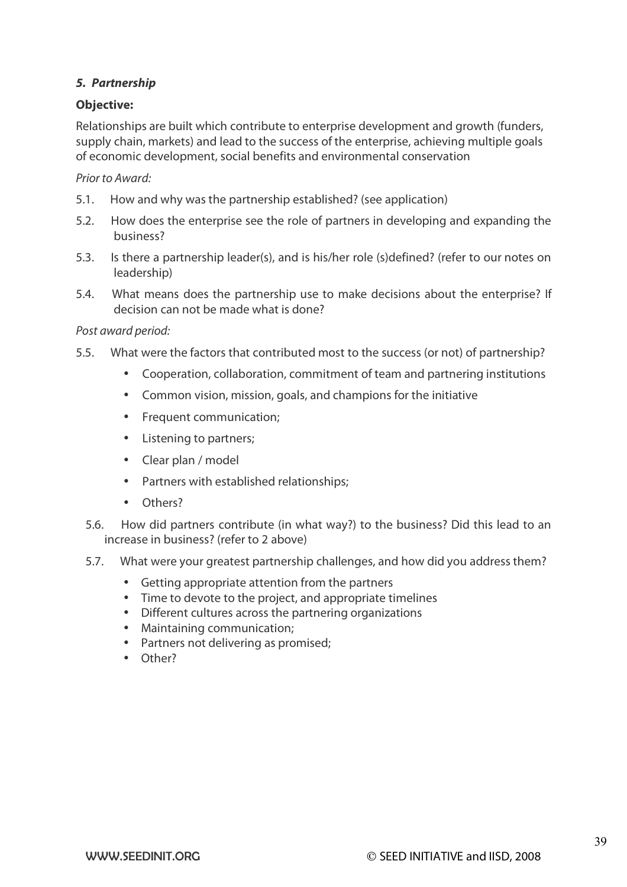### *5. Partnership*

**Objective:**

Relationships are built which contribute to enterprise development and growth (funders, supply chain, markets) and lead to the success of the enterprise, achieving multiple goals of economic development, social benefits and environmental conservation

*Prior to Award:*

5.1. How and why was the partnership established? (see application)

5.2. How does the enterprise see the role of partners in developing and expanding the business?

5.3. Is there a partnership leader(s), and is his/her role (s)defined? (refer to our notes on leadership)

5.4. What means does the partnership use to make decisions about the enterprise? If decision can not be made what is done?

*Post award period:*

5.5. What were the factors that contributed most to the success (or not) of partnership?

- Cooperation, collaboration, commitment of team and partnering institutions
- Common vision, mission, goals, and champions for the initiative
- Frequent communication;
- Listening to partners;
- Clear plan / model
- Partners with established relationships;
- Others?

5.6. How did partners contribute (in what way?) to the business? Did this lead to an increase in business? (refer to 2 above)

5.7. What were your greatest partnership challenges, and how did you address them?

- Getting appropriate attention from the partners
- Time to devote to the project, and appropriate timelines
- Different cultures across the partnering organizations
- Maintaining communication;
- Partners not delivering as promised;
- Other?

WWW.SEEDINIT.ORG © SEED INITIATIVE and IISD, 2008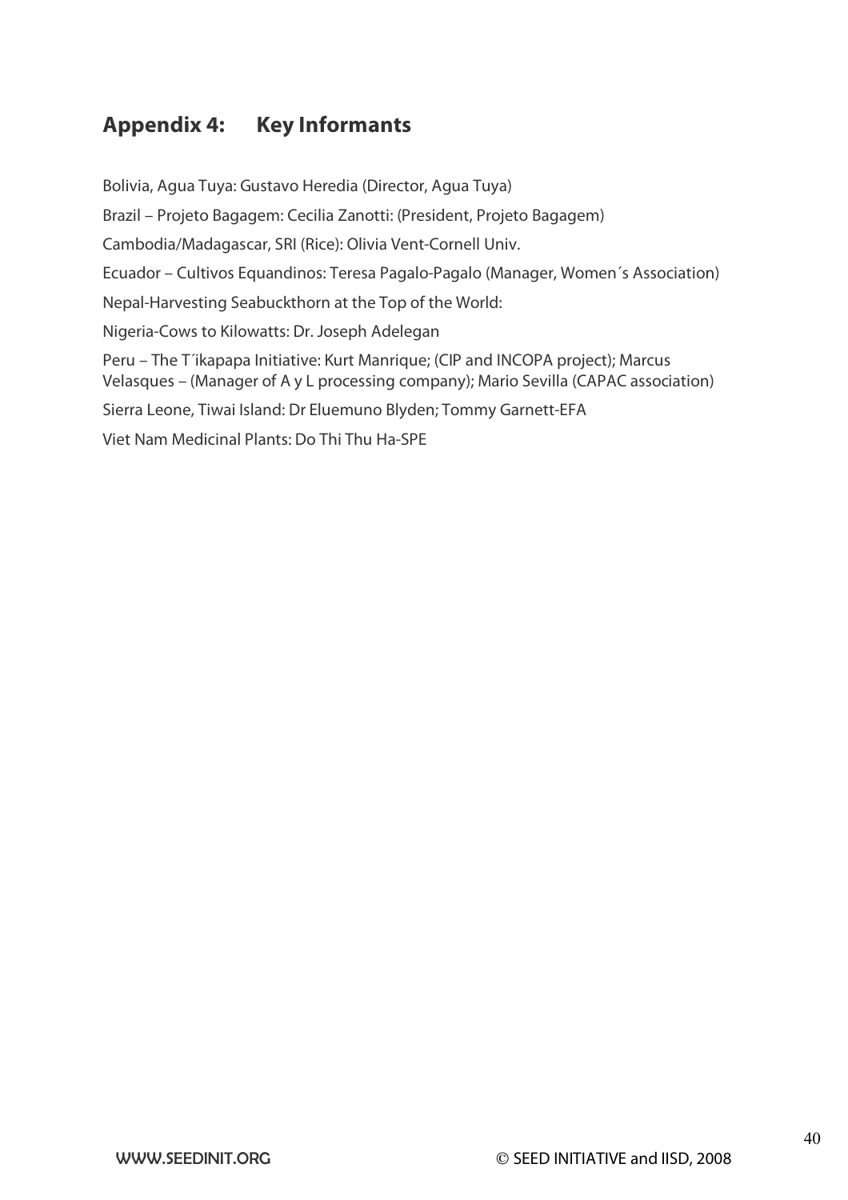## Appendix 4: Key Informants

Bolivia, Agua Tuya: Gustavo Heredia (Director, Agua Tuya)

Brazil – Projeto Bagagem: Cecilia Zanotti: (President, Projeto Bagagem)

Cambodia/Madagascar, SRI (Rice): Olivia Vent-Cornell Univ.

Ecuador – Cultivos Equandinos: Teresa Pagalo-Pagalo (Manager, Women´s Association)

Nepal-Harvesting Seabuckthorn at the Top of the World:

Nigeria-Cows to Kilowatts: Dr. Joseph Adelegan

Peru – The T´ikapapa Initiative: Kurt Manrique; (CIP and INCOPA project); Marcus Velasques – (Manager of A y L processing company); Mario Sevilla (CAPAC association)

Sierra Leone, Tiwai Island: Dr Eluemuno Blyden; Tommy Garnett-EFA

Viet Nam Medicinal Plants: Do Thi Thu Ha-SPE